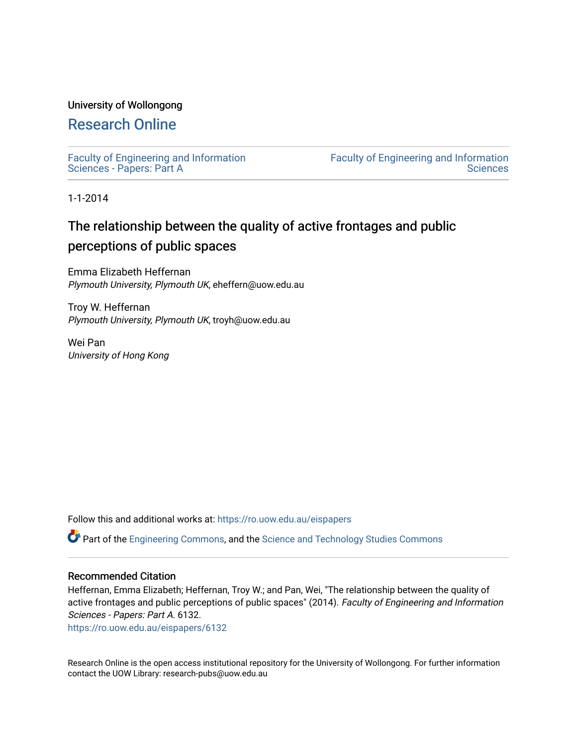University of Wollongong

# Research Online

Faculty of Engineering and Information Sciences - Papers: Part A

Faculty of Engineering and Information Sciences

1-1-2014

## The relationship between the quality of active frontages and public perceptions of public spaces

Emma Elizabeth Heffernan
*Plymouth University, Plymouth UK*, eheffern@uow.edu.au

Troy W. Heffernan
*Plymouth University, Plymouth UK*, troyh@uow.edu.au

Wei Pan
*University of Hong Kong*

Follow this and additional works at: https://ro.uow.edu.au/eispapers

Part of the Engineering Commons, and the Science and Technology Studies Commons

### Recommended Citation

Heffernan, Emma Elizabeth; Heffernan, Troy W.; and Pan, Wei, "The relationship between the quality of active frontages and public perceptions of public spaces" (2014). *Faculty of Engineering and Information Sciences - Papers: Part A*. 6132.
https://ro.uow.edu.au/eispapers/6132

Research Online is the open access institutional repository for the University of Wollongong. For further information contact the UOW Library: research-pubs@uow.edu.au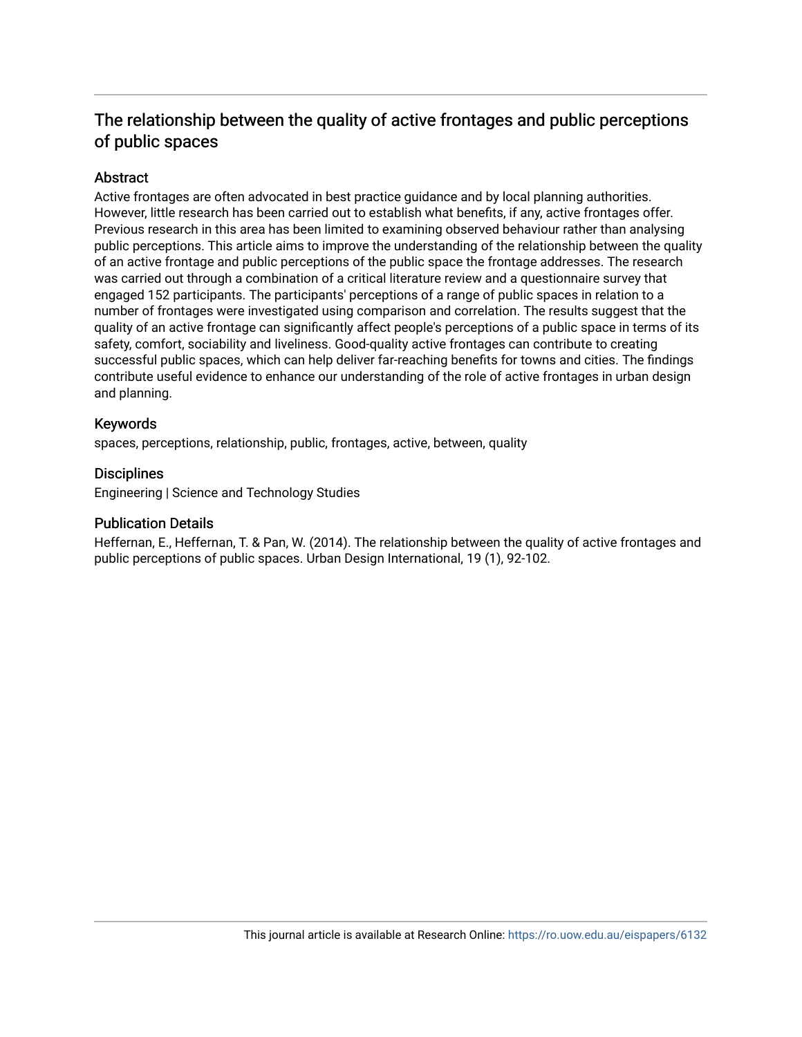# The relationship between the quality of active frontages and public perceptions of public spaces

## Abstract

Active frontages are often advocated in best practice guidance and by local planning authorities. However, little research has been carried out to establish what benefits, if any, active frontages offer. Previous research in this area has been limited to examining observed behaviour rather than analysing public perceptions. This article aims to improve the understanding of the relationship between the quality of an active frontage and public perceptions of the public space the frontage addresses. The research was carried out through a combination of a critical literature review and a questionnaire survey that engaged 152 participants. The participants' perceptions of a range of public spaces in relation to a number of frontages were investigated using comparison and correlation. The results suggest that the quality of an active frontage can significantly affect people's perceptions of a public space in terms of its safety, comfort, sociability and liveliness. Good-quality active frontages can contribute to creating successful public spaces, which can help deliver far-reaching benefits for towns and cities. The findings contribute useful evidence to enhance our understanding of the role of active frontages in urban design and planning.

## Keywords

spaces, perceptions, relationship, public, frontages, active, between, quality

## Disciplines

Engineering | Science and Technology Studies

## Publication Details

Heffernan, E., Heffernan, T. & Pan, W. (2014). The relationship between the quality of active frontages and public perceptions of public spaces. Urban Design International, 19 (1), 92-102.

This journal article is available at Research Online: https://ro.uow.edu.au/eispapers/6132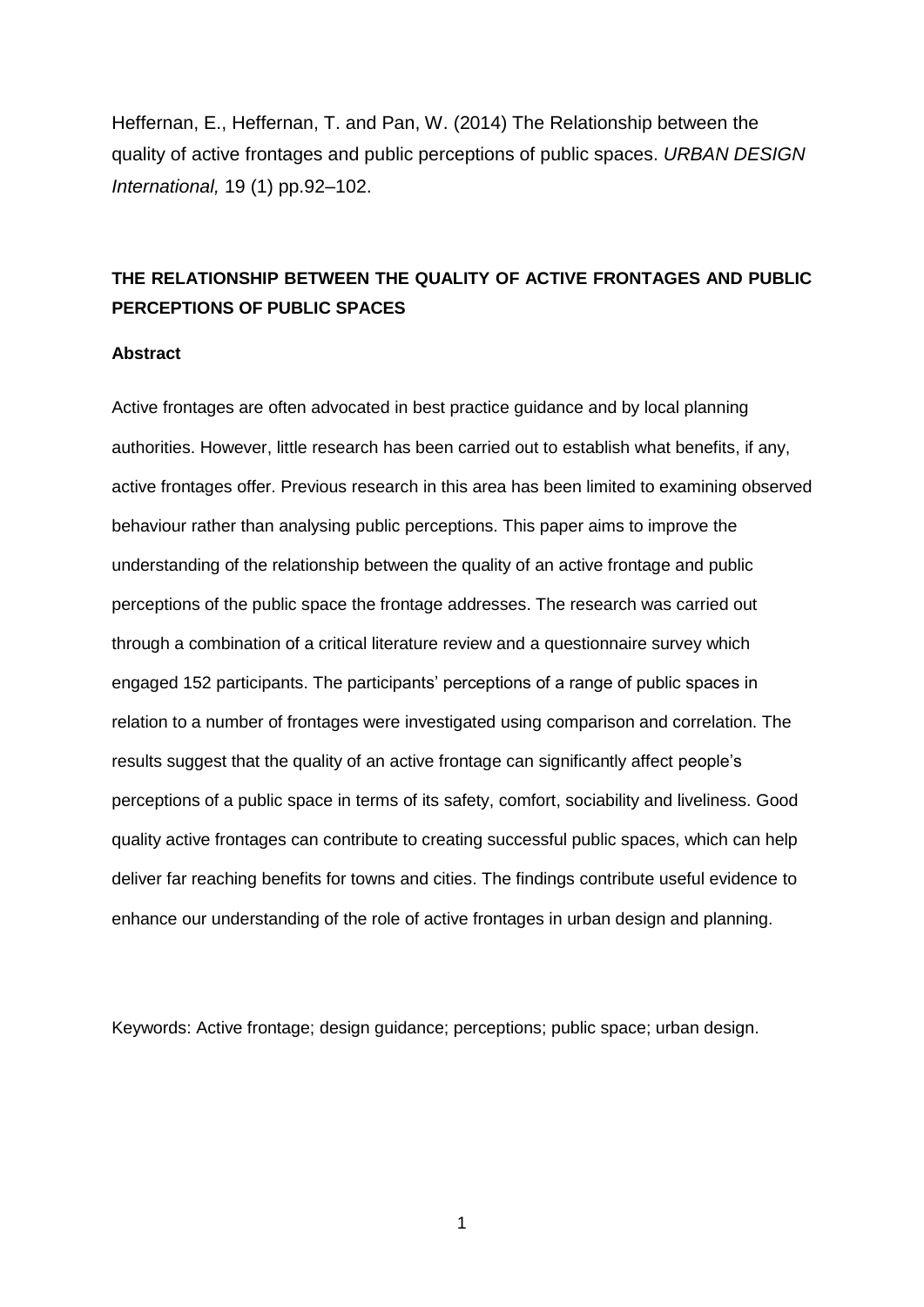Heffernan, E., Heffernan, T. and Pan, W. (2014) The Relationship between the quality of active frontages and public perceptions of public spaces. *URBAN DESIGN International,* 19 (1) pp.92–102.

# THE RELATIONSHIP BETWEEN THE QUALITY OF ACTIVE FRONTAGES AND PUBLIC PERCEPTIONS OF PUBLIC SPACES

## Abstract

Active frontages are often advocated in best practice guidance and by local planning authorities. However, little research has been carried out to establish what benefits, if any, active frontages offer. Previous research in this area has been limited to examining observed behaviour rather than analysing public perceptions. This paper aims to improve the understanding of the relationship between the quality of an active frontage and public perceptions of the public space the frontage addresses. The research was carried out through a combination of a critical literature review and a questionnaire survey which engaged 152 participants. The participants' perceptions of a range of public spaces in relation to a number of frontages were investigated using comparison and correlation. The results suggest that the quality of an active frontage can significantly affect people's perceptions of a public space in terms of its safety, comfort, sociability and liveliness. Good quality active frontages can contribute to creating successful public spaces, which can help deliver far reaching benefits for towns and cities. The findings contribute useful evidence to enhance our understanding of the role of active frontages in urban design and planning.

Keywords: Active frontage; design guidance; perceptions; public space; urban design.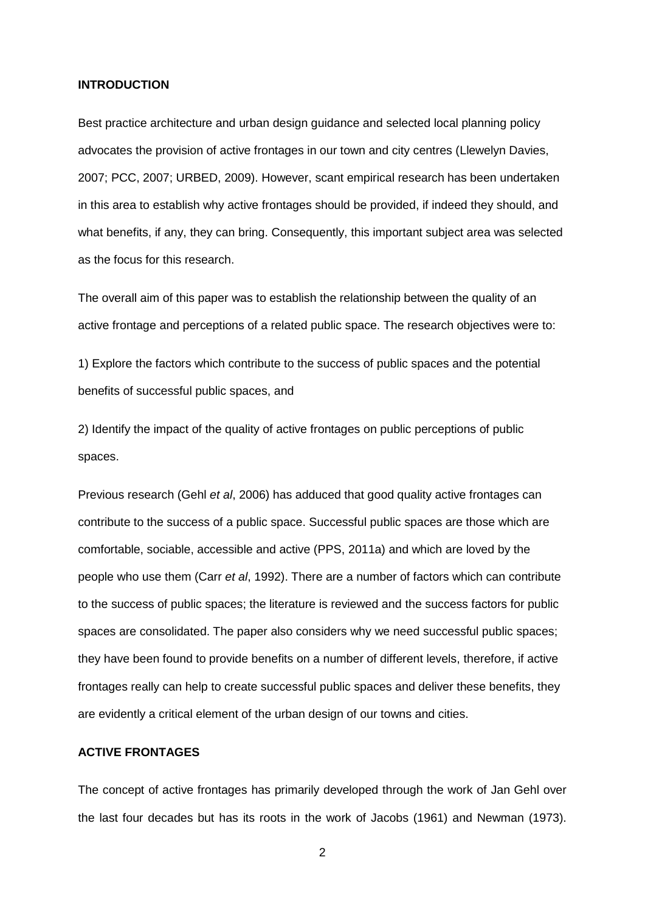## INTRODUCTION

Best practice architecture and urban design guidance and selected local planning policy advocates the provision of active frontages in our town and city centres (Llewelyn Davies, 2007; PCC, 2007; URBED, 2009). However, scant empirical research has been undertaken in this area to establish why active frontages should be provided, if indeed they should, and what benefits, if any, they can bring. Consequently, this important subject area was selected as the focus for this research.

The overall aim of this paper was to establish the relationship between the quality of an active frontage and perceptions of a related public space. The research objectives were to:

1) Explore the factors which contribute to the success of public spaces and the potential benefits of successful public spaces, and

2) Identify the impact of the quality of active frontages on public perceptions of public spaces.

Previous research (Gehl *et al*, 2006) has adduced that good quality active frontages can contribute to the success of a public space. Successful public spaces are those which are comfortable, sociable, accessible and active (PPS, 2011a) and which are loved by the people who use them (Carr *et al*, 1992). There are a number of factors which can contribute to the success of public spaces; the literature is reviewed and the success factors for public spaces are consolidated. The paper also considers why we need successful public spaces; they have been found to provide benefits on a number of different levels, therefore, if active frontages really can help to create successful public spaces and deliver these benefits, they are evidently a critical element of the urban design of our towns and cities.

## ACTIVE FRONTAGES

The concept of active frontages has primarily developed through the work of Jan Gehl over the last four decades but has its roots in the work of Jacobs (1961) and Newman (1973).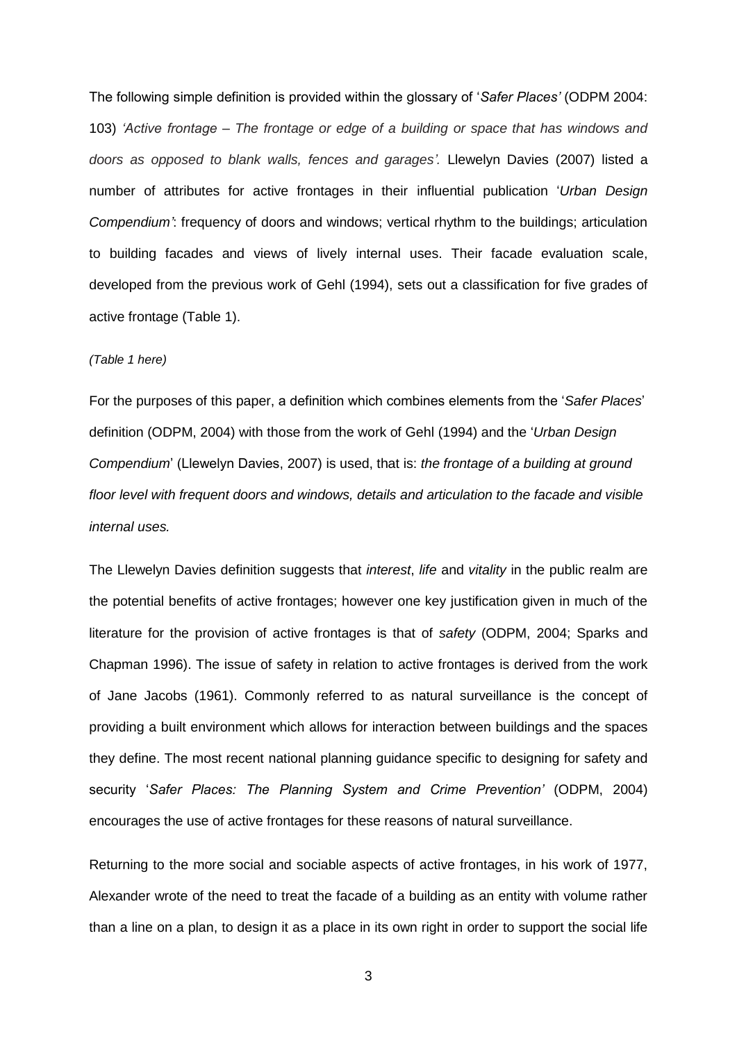The following simple definition is provided within the glossary of '*Safer Places'* (ODPM 2004: 103) *'Active frontage – The frontage or edge of a building or space that has windows and doors as opposed to blank walls, fences and garages'.* Llewelyn Davies (2007) listed a number of attributes for active frontages in their influential publication '*Urban Design Compendium'*: frequency of doors and windows; vertical rhythm to the buildings; articulation to building facades and views of lively internal uses. Their facade evaluation scale, developed from the previous work of Gehl (1994), sets out a classification for five grades of active frontage (Table 1).

*(Table 1 here)*

For the purposes of this paper, a definition which combines elements from the '*Safer Places*' definition (ODPM, 2004) with those from the work of Gehl (1994) and the '*Urban Design Compendium*' (Llewelyn Davies, 2007) is used, that is: *the frontage of a building at ground floor level with frequent doors and windows, details and articulation to the facade and visible internal uses.*

The Llewelyn Davies definition suggests that *interest*, *life* and *vitality* in the public realm are the potential benefits of active frontages; however one key justification given in much of the literature for the provision of active frontages is that of *safety* (ODPM, 2004; Sparks and Chapman 1996). The issue of safety in relation to active frontages is derived from the work of Jane Jacobs (1961). Commonly referred to as natural surveillance is the concept of providing a built environment which allows for interaction between buildings and the spaces they define. The most recent national planning guidance specific to designing for safety and security '*Safer Places: The Planning System and Crime Prevention'* (ODPM, 2004) encourages the use of active frontages for these reasons of natural surveillance.

Returning to the more social and sociable aspects of active frontages, in his work of 1977, Alexander wrote of the need to treat the facade of a building as an entity with volume rather than a line on a plan, to design it as a place in its own right in order to support the social life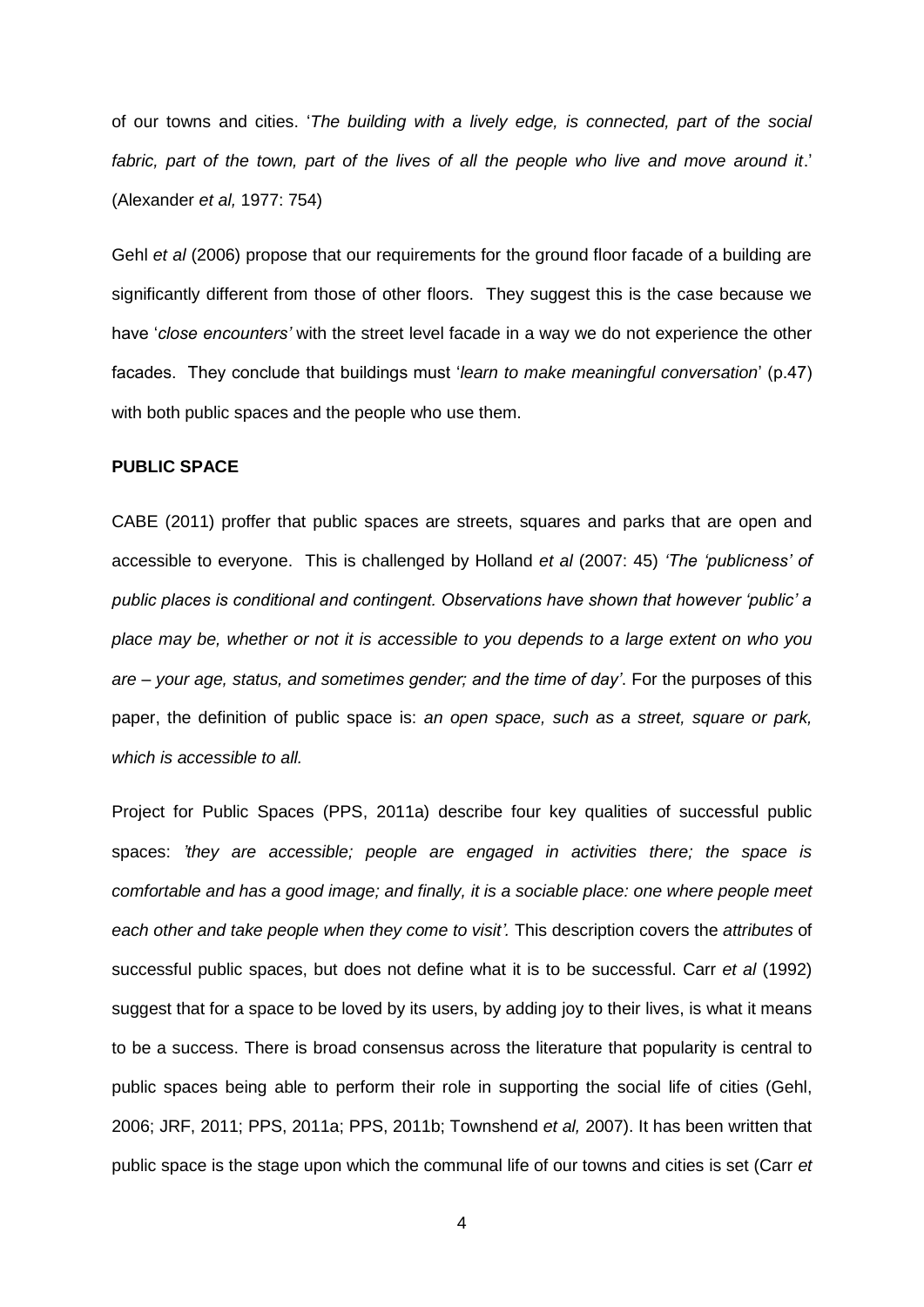of our towns and cities. '*The building with a lively edge, is connected, part of the social fabric, part of the town, part of the lives of all the people who live and move around it*.' (Alexander *et al,* 1977: 754)

Gehl *et al* (2006) propose that our requirements for the ground floor facade of a building are significantly different from those of other floors. They suggest this is the case because we have '*close encounters'* with the street level facade in a way we do not experience the other facades. They conclude that buildings must '*learn to make meaningful conversation*' (p.47) with both public spaces and the people who use them.

**PUBLIC SPACE**

CABE (2011) proffer that public spaces are streets, squares and parks that are open and accessible to everyone. This is challenged by Holland *et al* (2007: 45) *'The 'publicness' of public places is conditional and contingent. Observations have shown that however 'public' a place may be, whether or not it is accessible to you depends to a large extent on who you are – your age, status, and sometimes gender; and the time of day'*. For the purposes of this paper, the definition of public space is: *an open space, such as a street, square or park, which is accessible to all.*

Project for Public Spaces (PPS, 2011a) describe four key qualities of successful public spaces: *'they are accessible; people are engaged in activities there; the space is comfortable and has a good image; and finally, it is a sociable place: one where people meet each other and take people when they come to visit'.* This description covers the *attributes* of successful public spaces, but does not define what it is to be successful. Carr *et al* (1992) suggest that for a space to be loved by its users, by adding joy to their lives, is what it means to be a success. There is broad consensus across the literature that popularity is central to public spaces being able to perform their role in supporting the social life of cities (Gehl, 2006; JRF, 2011; PPS, 2011a; PPS, 2011b; Townshend *et al,* 2007). It has been written that public space is the stage upon which the communal life of our towns and cities is set (Carr *et*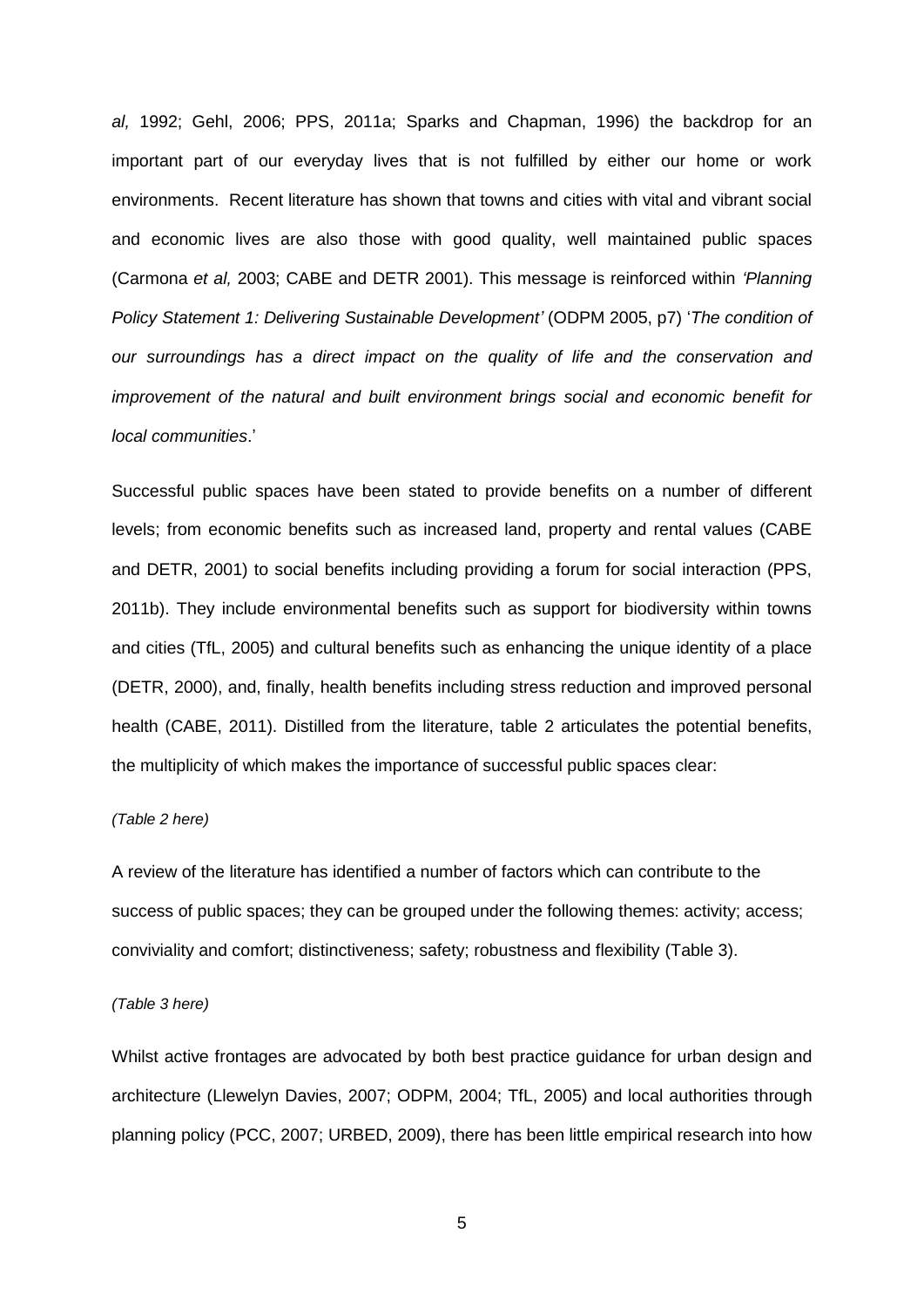*al,* 1992; Gehl, 2006; PPS, 2011a; Sparks and Chapman, 1996) the backdrop for an important part of our everyday lives that is not fulfilled by either our home or work environments. Recent literature has shown that towns and cities with vital and vibrant social and economic lives are also those with good quality, well maintained public spaces (Carmona *et al,* 2003; CABE and DETR 2001). This message is reinforced within *'Planning Policy Statement 1: Delivering Sustainable Development'* (ODPM 2005, p7) '*The condition of our surroundings has a direct impact on the quality of life and the conservation and improvement of the natural and built environment brings social and economic benefit for local communities*.'

Successful public spaces have been stated to provide benefits on a number of different levels; from economic benefits such as increased land, property and rental values (CABE and DETR, 2001) to social benefits including providing a forum for social interaction (PPS, 2011b). They include environmental benefits such as support for biodiversity within towns and cities (TfL, 2005) and cultural benefits such as enhancing the unique identity of a place (DETR, 2000), and, finally, health benefits including stress reduction and improved personal health (CABE, 2011). Distilled from the literature, table 2 articulates the potential benefits, the multiplicity of which makes the importance of successful public spaces clear:

*(Table 2 here)*

A review of the literature has identified a number of factors which can contribute to the success of public spaces; they can be grouped under the following themes: activity; access; conviviality and comfort; distinctiveness; safety; robustness and flexibility (Table 3).

*(Table 3 here)*

Whilst active frontages are advocated by both best practice guidance for urban design and architecture (Llewelyn Davies, 2007; ODPM, 2004; TfL, 2005) and local authorities through planning policy (PCC, 2007; URBED, 2009), there has been little empirical research into how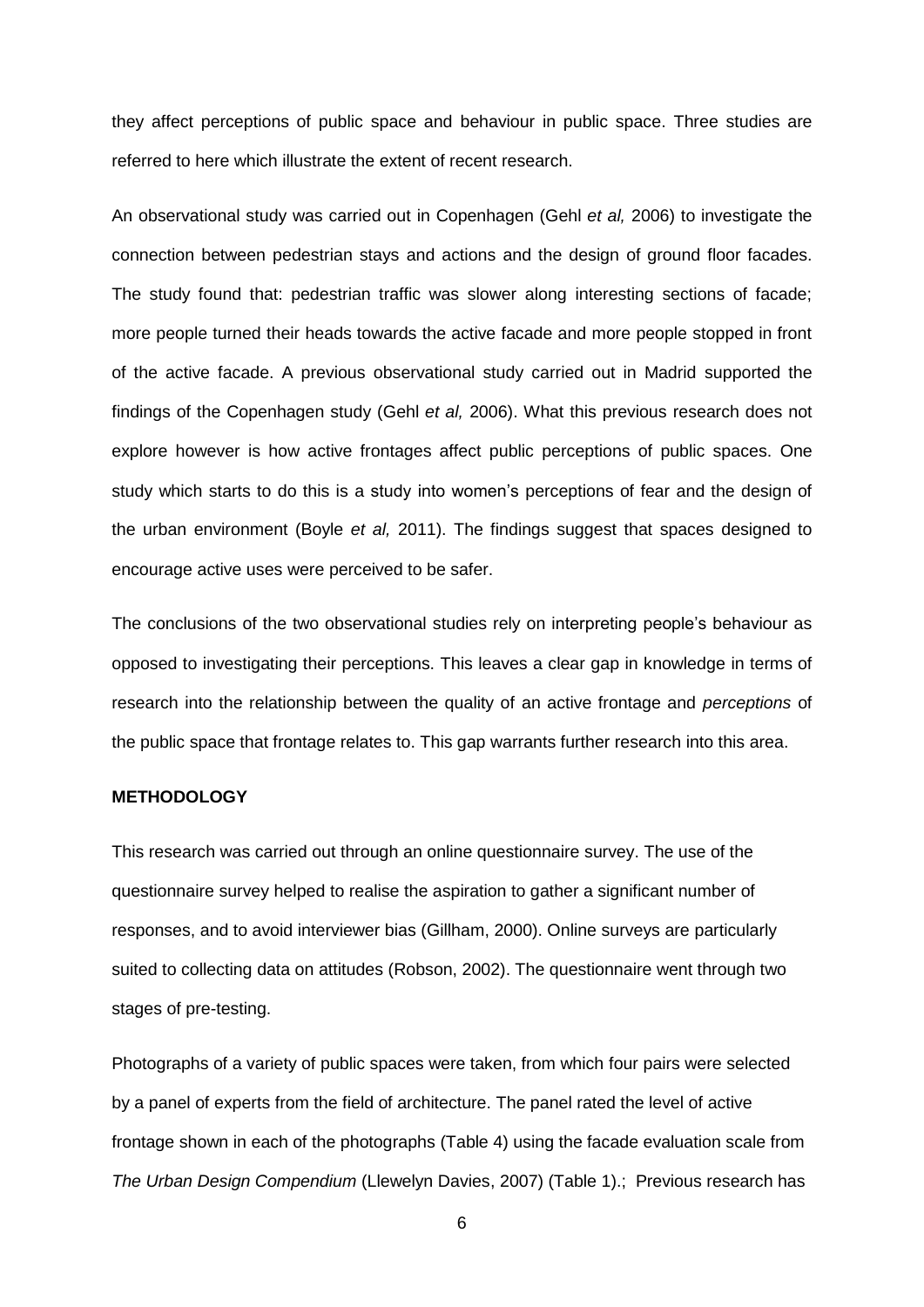they affect perceptions of public space and behaviour in public space. Three studies are referred to here which illustrate the extent of recent research.

An observational study was carried out in Copenhagen (Gehl *et al,* 2006) to investigate the connection between pedestrian stays and actions and the design of ground floor facades. The study found that: pedestrian traffic was slower along interesting sections of facade; more people turned their heads towards the active facade and more people stopped in front of the active facade. A previous observational study carried out in Madrid supported the findings of the Copenhagen study (Gehl *et al,* 2006). What this previous research does not explore however is how active frontages affect public perceptions of public spaces. One study which starts to do this is a study into women's perceptions of fear and the design of the urban environment (Boyle *et al,* 2011). The findings suggest that spaces designed to encourage active uses were perceived to be safer.

The conclusions of the two observational studies rely on interpreting people's behaviour as opposed to investigating their perceptions. This leaves a clear gap in knowledge in terms of research into the relationship between the quality of an active frontage and *perceptions* of the public space that frontage relates to. This gap warrants further research into this area.

**METHODOLOGY**

This research was carried out through an online questionnaire survey. The use of the questionnaire survey helped to realise the aspiration to gather a significant number of responses, and to avoid interviewer bias (Gillham, 2000). Online surveys are particularly suited to collecting data on attitudes (Robson, 2002). The questionnaire went through two stages of pre-testing.

Photographs of a variety of public spaces were taken, from which four pairs were selected by a panel of experts from the field of architecture. The panel rated the level of active frontage shown in each of the photographs (Table 4) using the facade evaluation scale from *The Urban Design Compendium* (Llewelyn Davies, 2007) (Table 1).; Previous research has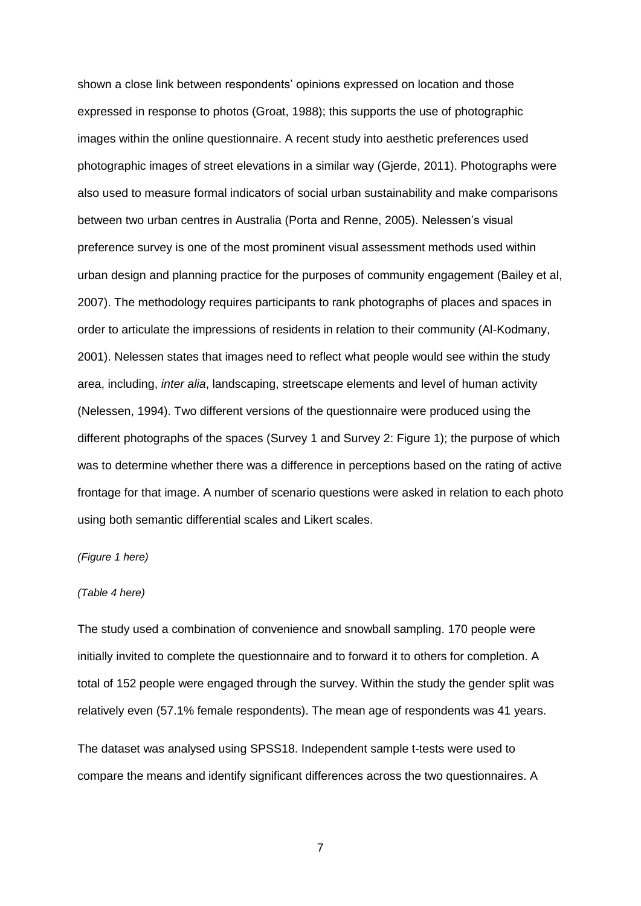shown a close link between respondents' opinions expressed on location and those expressed in response to photos (Groat, 1988); this supports the use of photographic images within the online questionnaire. A recent study into aesthetic preferences used photographic images of street elevations in a similar way (Gjerde, 2011). Photographs were also used to measure formal indicators of social urban sustainability and make comparisons between two urban centres in Australia (Porta and Renne, 2005). Nelessen's visual preference survey is one of the most prominent visual assessment methods used within urban design and planning practice for the purposes of community engagement (Bailey et al, 2007). The methodology requires participants to rank photographs of places and spaces in order to articulate the impressions of residents in relation to their community (Al-Kodmany, 2001). Nelessen states that images need to reflect what people would see within the study area, including, *inter alia*, landscaping, streetscape elements and level of human activity (Nelessen, 1994). Two different versions of the questionnaire were produced using the different photographs of the spaces (Survey 1 and Survey 2: Figure 1); the purpose of which was to determine whether there was a difference in perceptions based on the rating of active frontage for that image. A number of scenario questions were asked in relation to each photo using both semantic differential scales and Likert scales.

*(Figure 1 here)*

*(Table 4 here)*

The study used a combination of convenience and snowball sampling. 170 people were initially invited to complete the questionnaire and to forward it to others for completion. A total of 152 people were engaged through the survey. Within the study the gender split was relatively even (57.1% female respondents). The mean age of respondents was 41 years.

The dataset was analysed using SPSS18. Independent sample t-tests were used to compare the means and identify significant differences across the two questionnaires. A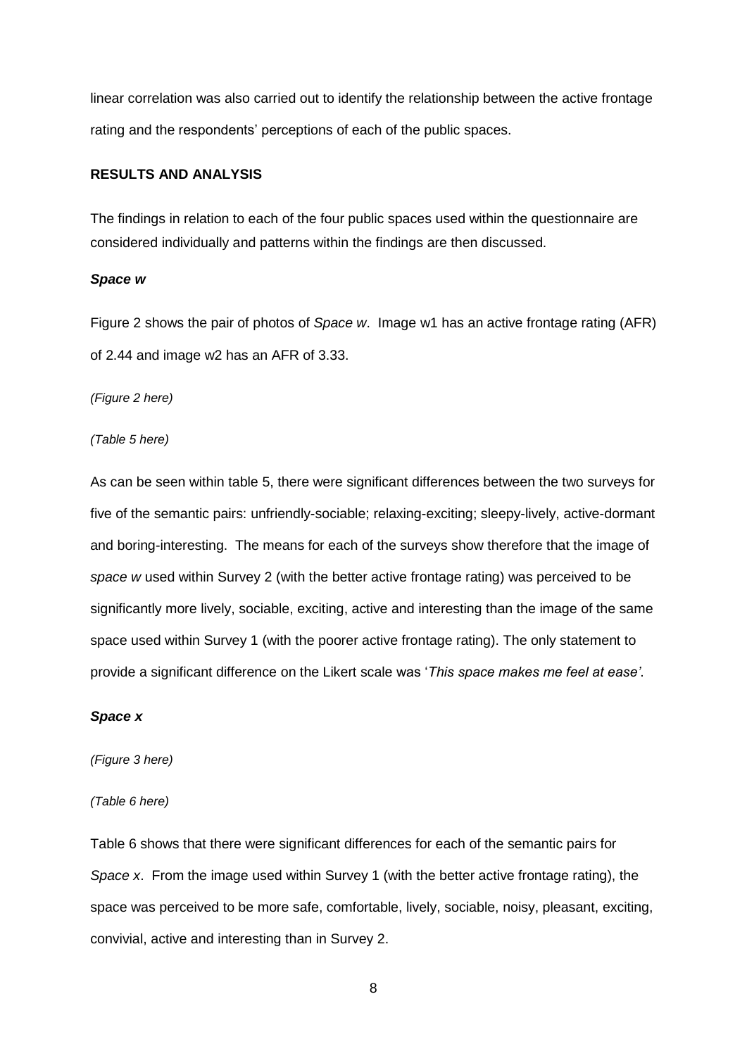linear correlation was also carried out to identify the relationship between the active frontage rating and the respondents' perceptions of each of the public spaces.

## RESULTS AND ANALYSIS

The findings in relation to each of the four public spaces used within the questionnaire are considered individually and patterns within the findings are then discussed.

### *Space w*

Figure 2 shows the pair of photos of *Space w*. Image w1 has an active frontage rating (AFR) of 2.44 and image w2 has an AFR of 3.33.

*(Figure 2 here)*

*(Table 5 here)*

As can be seen within table 5, there were significant differences between the two surveys for five of the semantic pairs: unfriendly-sociable; relaxing-exciting; sleepy-lively, active-dormant and boring-interesting. The means for each of the surveys show therefore that the image of *space w* used within Survey 2 (with the better active frontage rating) was perceived to be significantly more lively, sociable, exciting, active and interesting than the image of the same space used within Survey 1 (with the poorer active frontage rating). The only statement to provide a significant difference on the Likert scale was '*This space makes me feel at ease'*.

### *Space x*

*(Figure 3 here)*

*(Table 6 here)*

Table 6 shows that there were significant differences for each of the semantic pairs for *Space x*. From the image used within Survey 1 (with the better active frontage rating), the space was perceived to be more safe, comfortable, lively, sociable, noisy, pleasant, exciting, convivial, active and interesting than in Survey 2.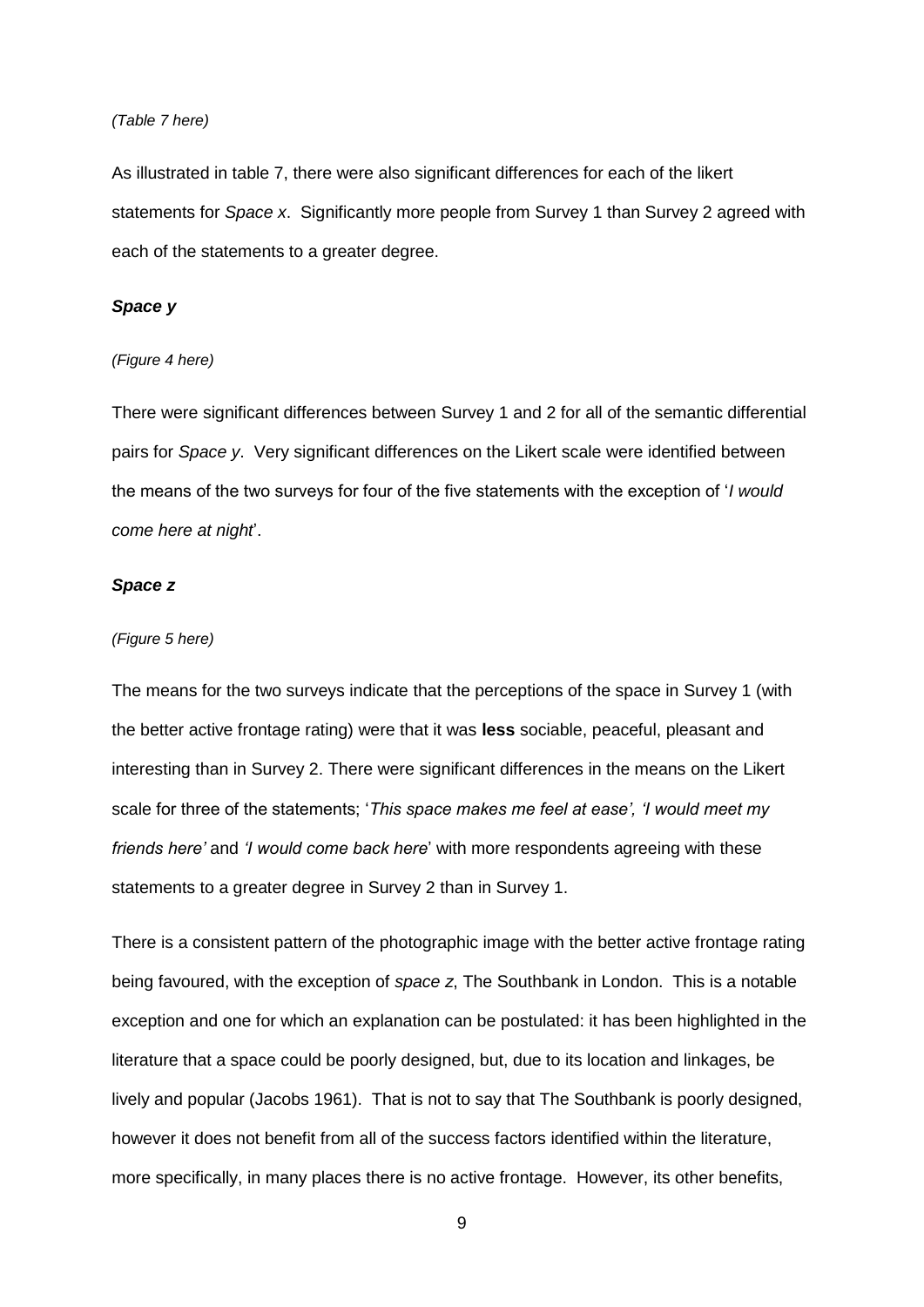*(Table 7 here)*

As illustrated in table 7, there were also significant differences for each of the likert statements for *Space x*. Significantly more people from Survey 1 than Survey 2 agreed with each of the statements to a greater degree.

### *Space y*

*(Figure 4 here)*

There were significant differences between Survey 1 and 2 for all of the semantic differential pairs for *Space y*. Very significant differences on the Likert scale were identified between the means of the two surveys for four of the five statements with the exception of '*I would come here at night*'.

### *Space z*

*(Figure 5 here)*

The means for the two surveys indicate that the perceptions of the space in Survey 1 (with the better active frontage rating) were that it was **less** sociable, peaceful, pleasant and interesting than in Survey 2. There were significant differences in the means on the Likert scale for three of the statements; '*This space makes me feel at ease', 'I would meet my friends here'* and *'I would come back here*' with more respondents agreeing with these statements to a greater degree in Survey 2 than in Survey 1.

There is a consistent pattern of the photographic image with the better active frontage rating being favoured, with the exception of *space z*, The Southbank in London. This is a notable exception and one for which an explanation can be postulated: it has been highlighted in the literature that a space could be poorly designed, but, due to its location and linkages, be lively and popular (Jacobs 1961). That is not to say that The Southbank is poorly designed, however it does not benefit from all of the success factors identified within the literature, more specifically, in many places there is no active frontage. However, its other benefits,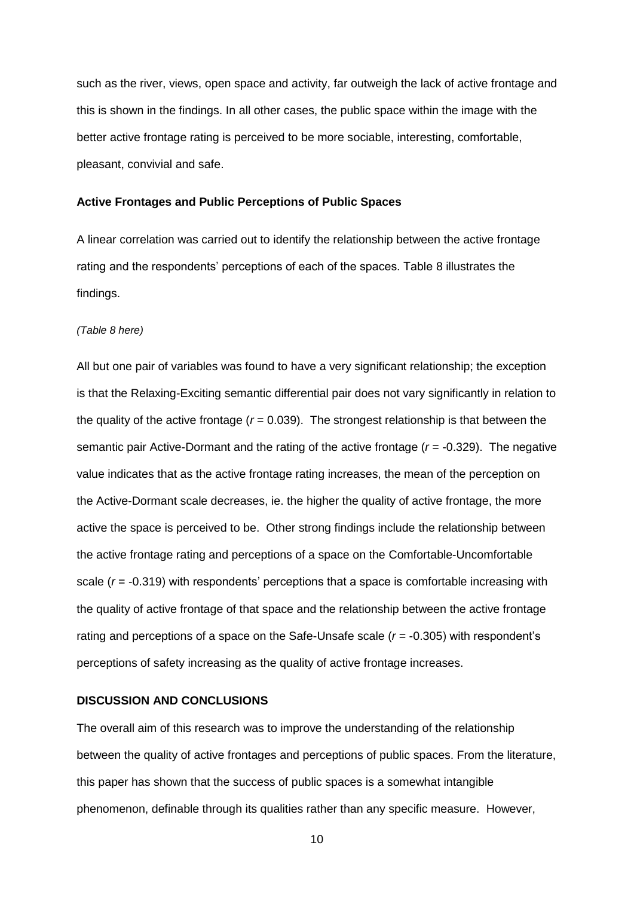such as the river, views, open space and activity, far outweigh the lack of active frontage and this is shown in the findings. In all other cases, the public space within the image with the better active frontage rating is perceived to be more sociable, interesting, comfortable, pleasant, convivial and safe.

**Active Frontages and Public Perceptions of Public Spaces**

A linear correlation was carried out to identify the relationship between the active frontage rating and the respondents' perceptions of each of the spaces. Table 8 illustrates the findings.

*(Table 8 here)*

All but one pair of variables was found to have a very significant relationship; the exception is that the Relaxing-Exciting semantic differential pair does not vary significantly in relation to the quality of the active frontage ($r$ = 0.039). The strongest relationship is that between the semantic pair Active-Dormant and the rating of the active frontage ($r$ = -0.329). The negative value indicates that as the active frontage rating increases, the mean of the perception on the Active-Dormant scale decreases, ie. the higher the quality of active frontage, the more active the space is perceived to be. Other strong findings include the relationship between the active frontage rating and perceptions of a space on the Comfortable-Uncomfortable scale ($r$ = -0.319) with respondents' perceptions that a space is comfortable increasing with the quality of active frontage of that space and the relationship between the active frontage rating and perceptions of a space on the Safe-Unsafe scale ($r$ = -0.305) with respondent's perceptions of safety increasing as the quality of active frontage increases.

## DISCUSSION AND CONCLUSIONS

The overall aim of this research was to improve the understanding of the relationship between the quality of active frontages and perceptions of public spaces. From the literature, this paper has shown that the success of public spaces is a somewhat intangible phenomenon, definable through its qualities rather than any specific measure. However,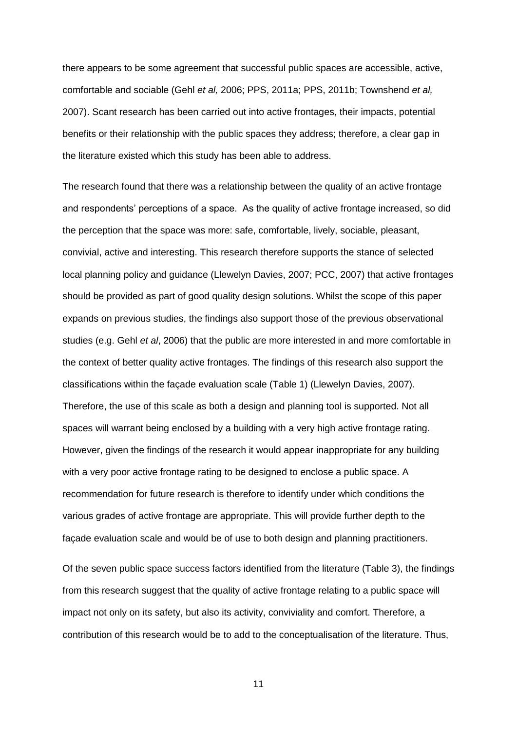there appears to be some agreement that successful public spaces are accessible, active, comfortable and sociable (Gehl *et al,* 2006; PPS, 2011a; PPS, 2011b; Townshend *et al,* 2007). Scant research has been carried out into active frontages, their impacts, potential benefits or their relationship with the public spaces they address; therefore, a clear gap in the literature existed which this study has been able to address.

The research found that there was a relationship between the quality of an active frontage and respondents' perceptions of a space. As the quality of active frontage increased, so did the perception that the space was more: safe, comfortable, lively, sociable, pleasant, convivial, active and interesting. This research therefore supports the stance of selected local planning policy and guidance (Llewelyn Davies, 2007; PCC, 2007) that active frontages should be provided as part of good quality design solutions. Whilst the scope of this paper expands on previous studies, the findings also support those of the previous observational studies (e.g. Gehl *et al*, 2006) that the public are more interested in and more comfortable in the context of better quality active frontages. The findings of this research also support the classifications within the façade evaluation scale (Table 1) (Llewelyn Davies, 2007). Therefore, the use of this scale as both a design and planning tool is supported. Not all spaces will warrant being enclosed by a building with a very high active frontage rating. However, given the findings of the research it would appear inappropriate for any building with a very poor active frontage rating to be designed to enclose a public space. A recommendation for future research is therefore to identify under which conditions the various grades of active frontage are appropriate. This will provide further depth to the façade evaluation scale and would be of use to both design and planning practitioners.

Of the seven public space success factors identified from the literature (Table 3), the findings from this research suggest that the quality of active frontage relating to a public space will impact not only on its safety, but also its activity, conviviality and comfort. Therefore, a contribution of this research would be to add to the conceptualisation of the literature. Thus,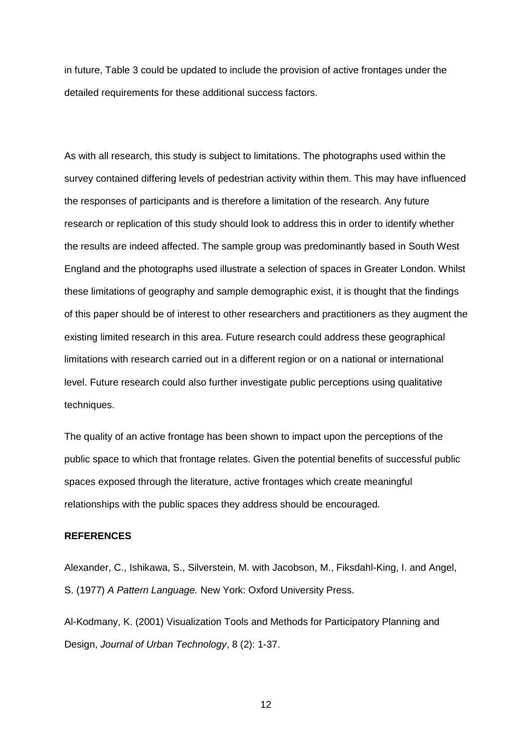in future, Table 3 could be updated to include the provision of active frontages under the detailed requirements for these additional success factors.

As with all research, this study is subject to limitations. The photographs used within the survey contained differing levels of pedestrian activity within them. This may have influenced the responses of participants and is therefore a limitation of the research. Any future research or replication of this study should look to address this in order to identify whether the results are indeed affected. The sample group was predominantly based in South West England and the photographs used illustrate a selection of spaces in Greater London. Whilst these limitations of geography and sample demographic exist, it is thought that the findings of this paper should be of interest to other researchers and practitioners as they augment the existing limited research in this area. Future research could address these geographical limitations with research carried out in a different region or on a national or international level. Future research could also further investigate public perceptions using qualitative techniques.

The quality of an active frontage has been shown to impact upon the perceptions of the public space to which that frontage relates. Given the potential benefits of successful public spaces exposed through the literature, active frontages which create meaningful relationships with the public spaces they address should be encouraged.

**REFERENCES**

Alexander, C., Ishikawa, S., Silverstein, M. with Jacobson, M., Fiksdahl-King, I. and Angel, S. (1977) *A Pattern Language.* New York: Oxford University Press.

Al-Kodmany, K. (2001) Visualization Tools and Methods for Participatory Planning and Design, *Journal of Urban Technology*, 8 (2): 1-37.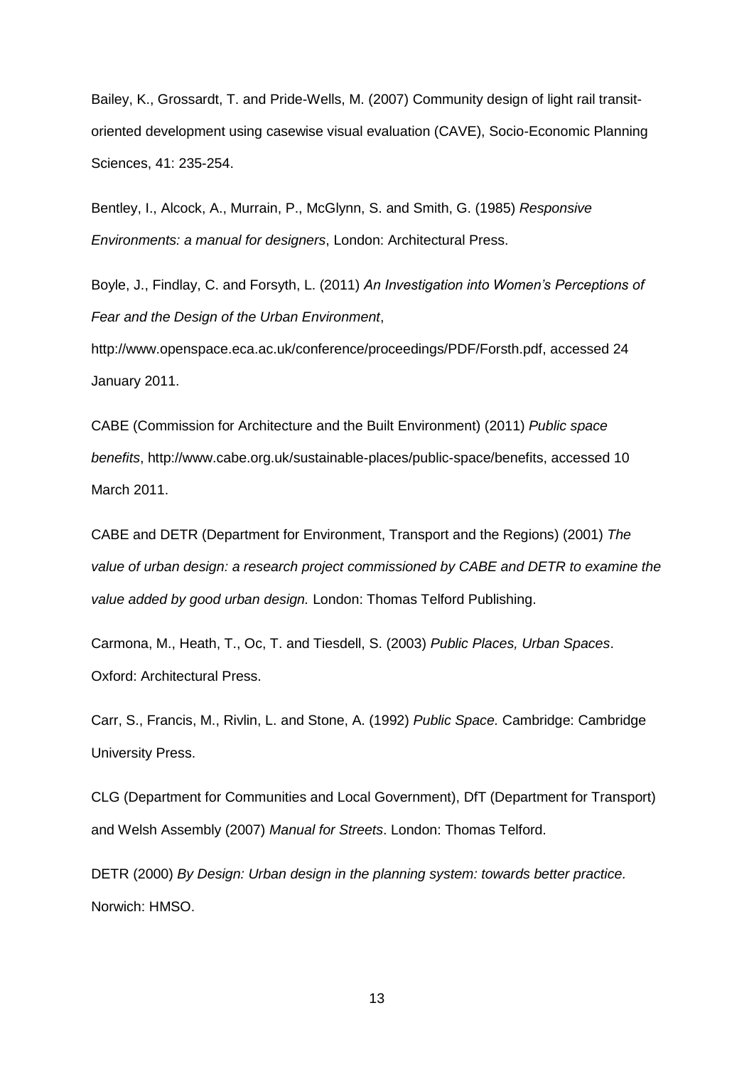Bailey, K., Grossardt, T. and Pride-Wells, M. (2007) Community design of light rail transit-oriented development using casewise visual evaluation (CAVE), Socio-Economic Planning Sciences, 41: 235-254.

Bentley, I., Alcock, A., Murrain, P., McGlynn, S. and Smith, G. (1985) *Responsive Environments: a manual for designers*, London: Architectural Press.

Boyle, J., Findlay, C. and Forsyth, L. (2011) *An Investigation into Women's Perceptions of Fear and the Design of the Urban Environment*, http://www.openspace.eca.ac.uk/conference/proceedings/PDF/Forsth.pdf, accessed 24 January 2011.

CABE (Commission for Architecture and the Built Environment) (2011) *Public space benefits*, http://www.cabe.org.uk/sustainable-places/public-space/benefits, accessed 10 March 2011.

CABE and DETR (Department for Environment, Transport and the Regions) (2001) *The value of urban design: a research project commissioned by CABE and DETR to examine the value added by good urban design.* London: Thomas Telford Publishing.

Carmona, M., Heath, T., Oc, T. and Tiesdell, S. (2003) *Public Places, Urban Spaces*. Oxford: Architectural Press.

Carr, S., Francis, M., Rivlin, L. and Stone, A. (1992) *Public Space.* Cambridge: Cambridge University Press.

CLG (Department for Communities and Local Government), DfT (Department for Transport) and Welsh Assembly (2007) *Manual for Streets*. London: Thomas Telford.

DETR (2000) *By Design: Urban design in the planning system: towards better practice.* Norwich: HMSO.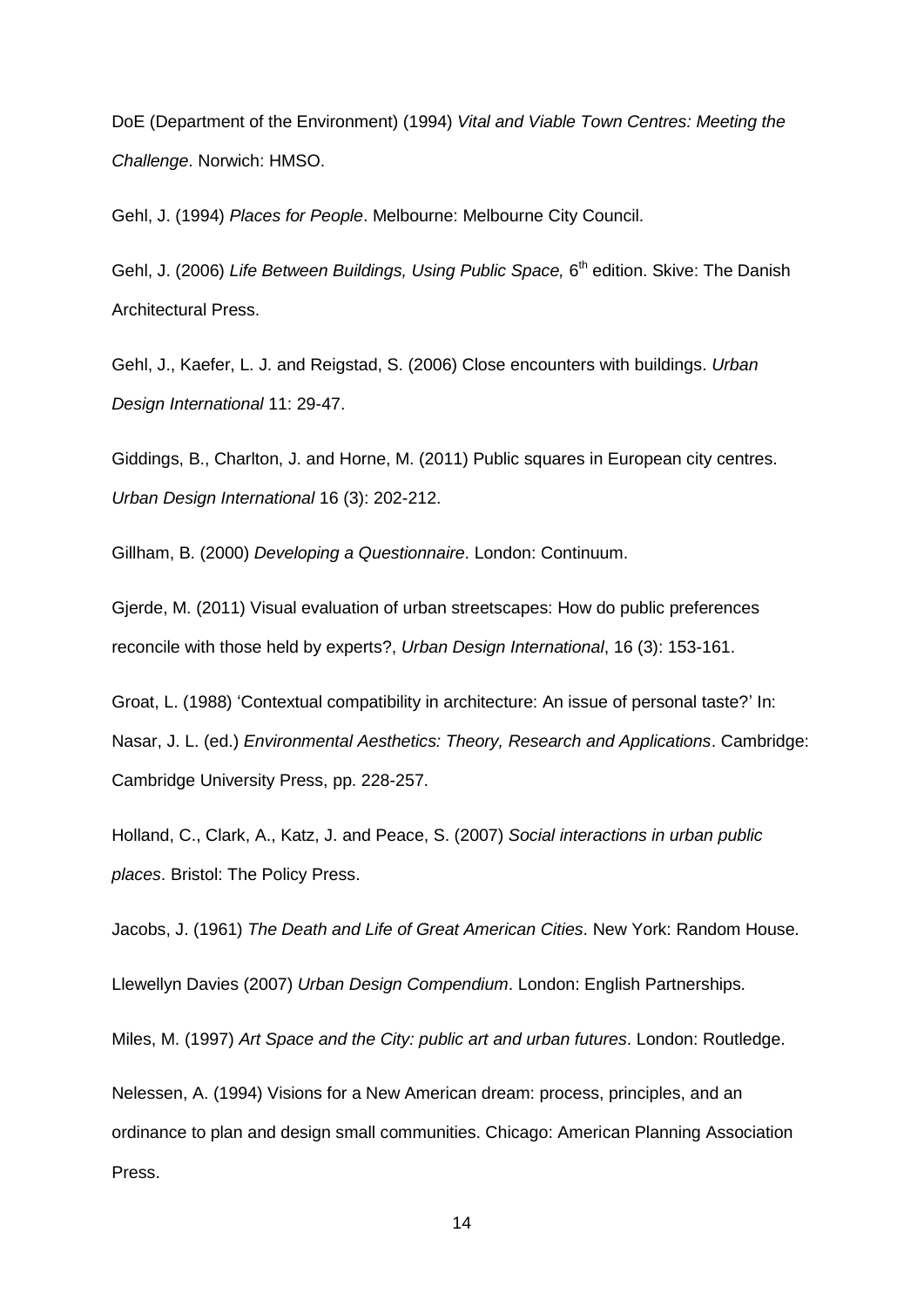DoE (Department of the Environment) (1994) *Vital and Viable Town Centres: Meeting the Challenge*. Norwich: HMSO.

Gehl, J. (1994) *Places for People*. Melbourne: Melbourne City Council.

Gehl, J. (2006) *Life Between Buildings, Using Public Space,* 6th edition. Skive: The Danish Architectural Press.

Gehl, J., Kaefer, L. J. and Reigstad, S. (2006) Close encounters with buildings. *Urban Design International* 11: 29-47.

Giddings, B., Charlton, J. and Horne, M. (2011) Public squares in European city centres. *Urban Design International* 16 (3): 202-212.

Gillham, B. (2000) *Developing a Questionnaire*. London: Continuum.

Gjerde, M. (2011) Visual evaluation of urban streetscapes: How do public preferences reconcile with those held by experts?, *Urban Design International*, 16 (3): 153-161.

Groat, L. (1988) 'Contextual compatibility in architecture: An issue of personal taste?' In: Nasar, J. L. (ed.) *Environmental Aesthetics: Theory, Research and Applications*. Cambridge: Cambridge University Press, pp. 228-257.

Holland, C., Clark, A., Katz, J. and Peace, S. (2007) *Social interactions in urban public places*. Bristol: The Policy Press.

Jacobs, J. (1961) *The Death and Life of Great American Cities*. New York: Random House.

Llewellyn Davies (2007) *Urban Design Compendium*. London: English Partnerships.

Miles, M. (1997) *Art Space and the City: public art and urban futures*. London: Routledge.

Nelessen, A. (1994) Visions for a New American dream: process, principles, and an ordinance to plan and design small communities. Chicago: American Planning Association Press.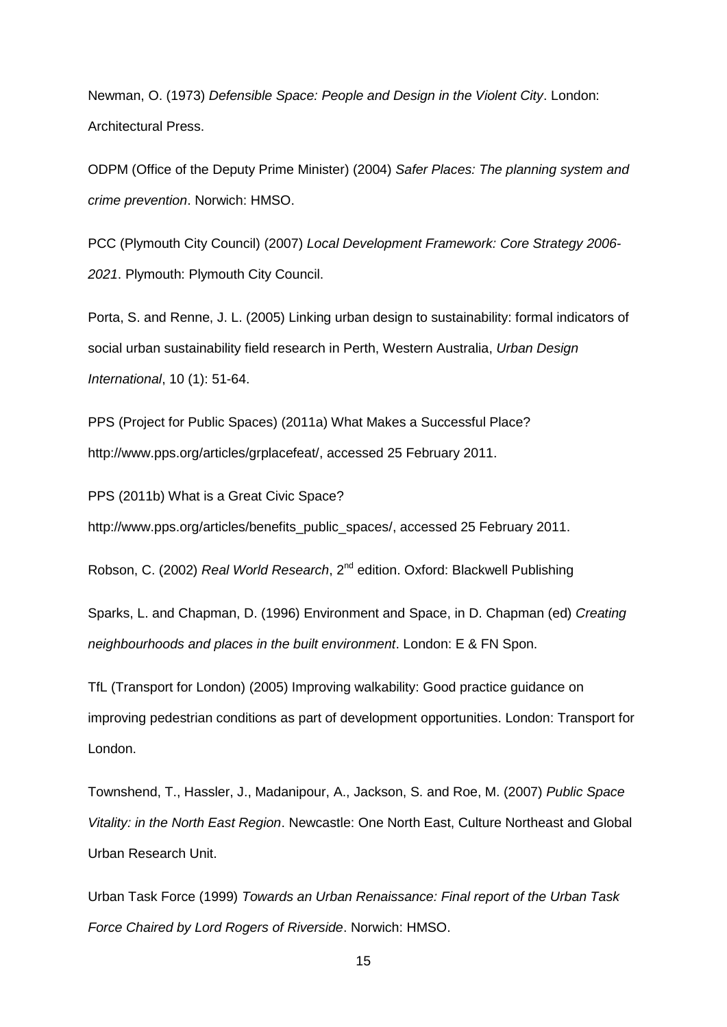Newman, O. (1973) *Defensible Space: People and Design in the Violent City*. London: Architectural Press.

ODPM (Office of the Deputy Prime Minister) (2004) *Safer Places: The planning system and crime prevention*. Norwich: HMSO.

PCC (Plymouth City Council) (2007) *Local Development Framework: Core Strategy 2006-2021*. Plymouth: Plymouth City Council.

Porta, S. and Renne, J. L. (2005) Linking urban design to sustainability: formal indicators of social urban sustainability field research in Perth, Western Australia, *Urban Design International*, 10 (1): 51-64.

PPS (Project for Public Spaces) (2011a) What Makes a Successful Place? http://www.pps.org/articles/grplacefeat/, accessed 25 February 2011.

PPS (2011b) What is a Great Civic Space? http://www.pps.org/articles/benefits_public_spaces/, accessed 25 February 2011.

Robson, C. (2002) *Real World Research*, 2nd edition. Oxford: Blackwell Publishing

Sparks, L. and Chapman, D. (1996) Environment and Space, in D. Chapman (ed) *Creating neighbourhoods and places in the built environment*. London: E & FN Spon.

TfL (Transport for London) (2005) Improving walkability: Good practice guidance on improving pedestrian conditions as part of development opportunities. London: Transport for London.

Townshend, T., Hassler, J., Madanipour, A., Jackson, S. and Roe, M. (2007) *Public Space Vitality: in the North East Region*. Newcastle: One North East, Culture Northeast and Global Urban Research Unit.

Urban Task Force (1999) *Towards an Urban Renaissance: Final report of the Urban Task Force Chaired by Lord Rogers of Riverside*. Norwich: HMSO.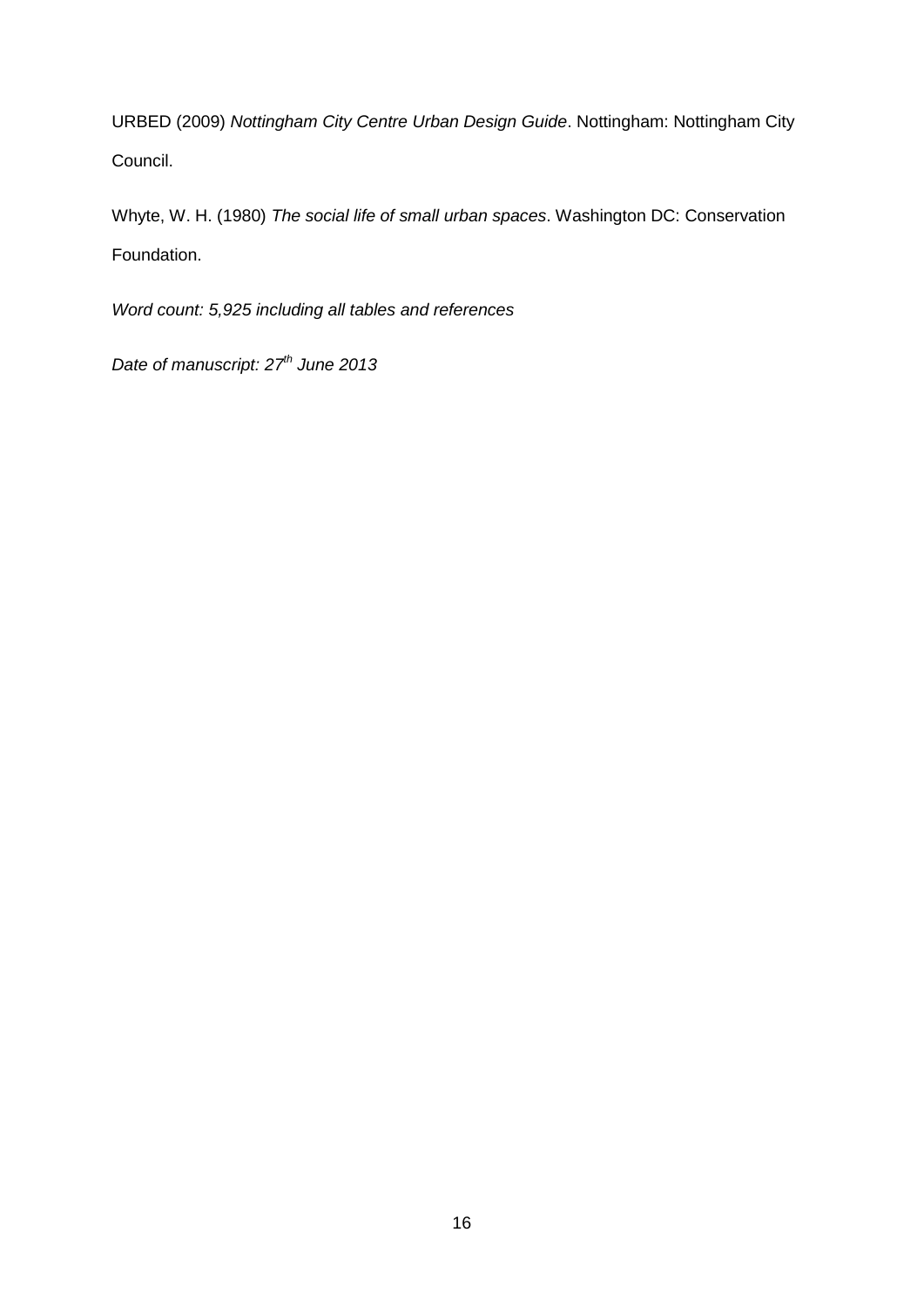URBED (2009) *Nottingham City Centre Urban Design Guide*. Nottingham: Nottingham City Council.

Whyte, W. H. (1980) *The social life of small urban spaces*. Washington DC: Conservation Foundation.

*Word count: 5,925 including all tables and references*

*Date of manuscript: 27th June 2013*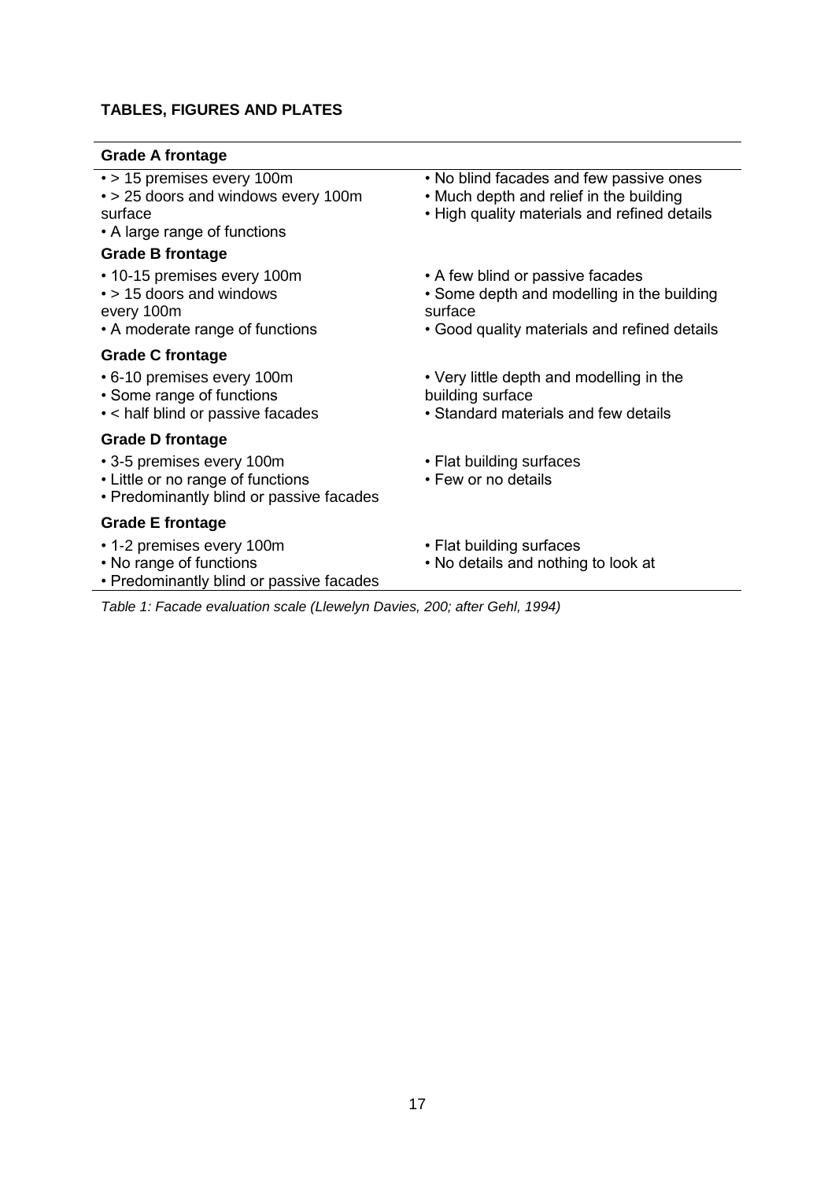**TABLES, FIGURES AND PLATES**

| Grade A frontage | |
|---|---|
| • > 15 premises every 100m<br>• > 25 doors and windows every 100m surface<br>• A large range of functions | • No blind facades and few passive ones<br>• Much depth and relief in the building<br>• High quality materials and refined details |
| **Grade B frontage** | |
| • 10-15 premises every 100m<br>• > 15 doors and windows every 100m<br>• A moderate range of functions | • A few blind or passive facades<br>• Some depth and modelling in the building surface<br>• Good quality materials and refined details |
| **Grade C frontage** | |
| • 6-10 premises every 100m<br>• Some range of functions<br>• < half blind or passive facades | • Very little depth and modelling in the building surface<br>• Standard materials and few details |
| **Grade D frontage** | |
| • 3-5 premises every 100m<br>• Little or no range of functions<br>• Predominantly blind or passive facades | • Flat building surfaces<br>• Few or no details |
| **Grade E frontage** | |
| • 1-2 premises every 100m<br>• No range of functions<br>• Predominantly blind or passive facades | • Flat building surfaces<br>• No details and nothing to look at |

*Table 1: Facade evaluation scale (Llewelyn Davies, 200; after Gehl, 1994)*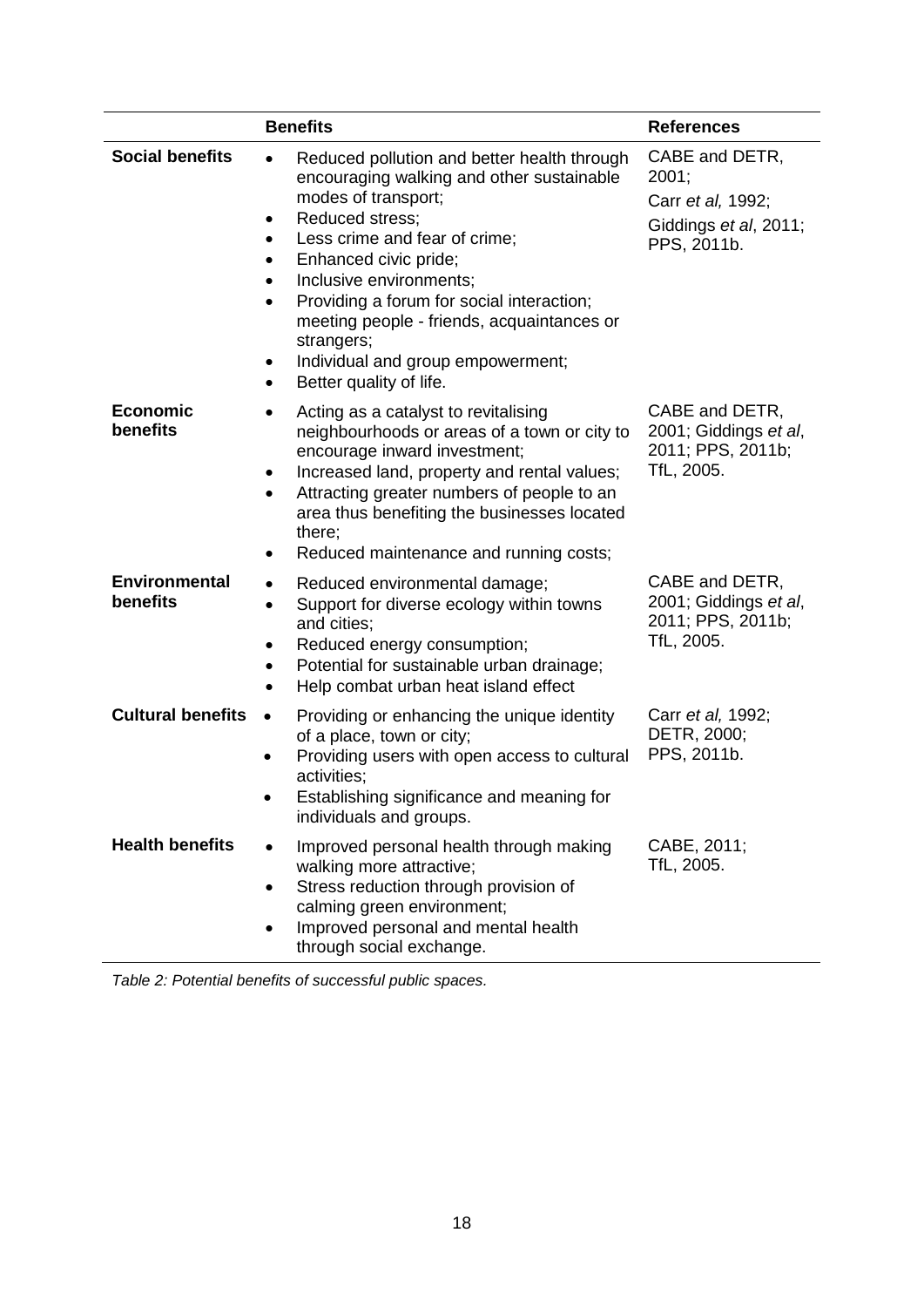| | Benefits | References |
|---|---|---|
| **Social benefits** | • Reduced pollution and better health through encouraging walking and other sustainable modes of transport;<br>• Reduced stress;<br>• Less crime and fear of crime;<br>• Enhanced civic pride;<br>• Inclusive environments;<br>• Providing a forum for social interaction; meeting people - friends, acquaintances or strangers;<br>• Individual and group empowerment;<br>• Better quality of life. | CABE and DETR, 2001;<br>Carr *et al,* 1992;<br>Giddings *et al*, 2011;<br>PPS, 2011b. |
| **Economic benefits** | • Acting as a catalyst to revitalising neighbourhoods or areas of a town or city to encourage inward investment;<br>• Increased land, property and rental values;<br>• Attracting greater numbers of people to an area thus benefiting the businesses located there;<br>• Reduced maintenance and running costs; | CABE and DETR, 2001; Giddings *et al*, 2011; PPS, 2011b; TfL, 2005. |
| **Environmental benefits** | • Reduced environmental damage;<br>• Support for diverse ecology within towns and cities;<br>• Reduced energy consumption;<br>• Potential for sustainable urban drainage;<br>• Help combat urban heat island effect | CABE and DETR, 2001; Giddings *et al*, 2011; PPS, 2011b; TfL, 2005. |
| **Cultural benefits** | • Providing or enhancing the unique identity of a place, town or city;<br>• Providing users with open access to cultural activities;<br>• Establishing significance and meaning for individuals and groups. | Carr *et al,* 1992;<br>DETR, 2000;<br>PPS, 2011b. |
| **Health benefits** | • Improved personal health through making walking more attractive;<br>• Stress reduction through provision of calming green environment;<br>• Improved personal and mental health through social exchange. | CABE, 2011;<br>TfL, 2005. |

*Table 2: Potential benefits of successful public spaces.*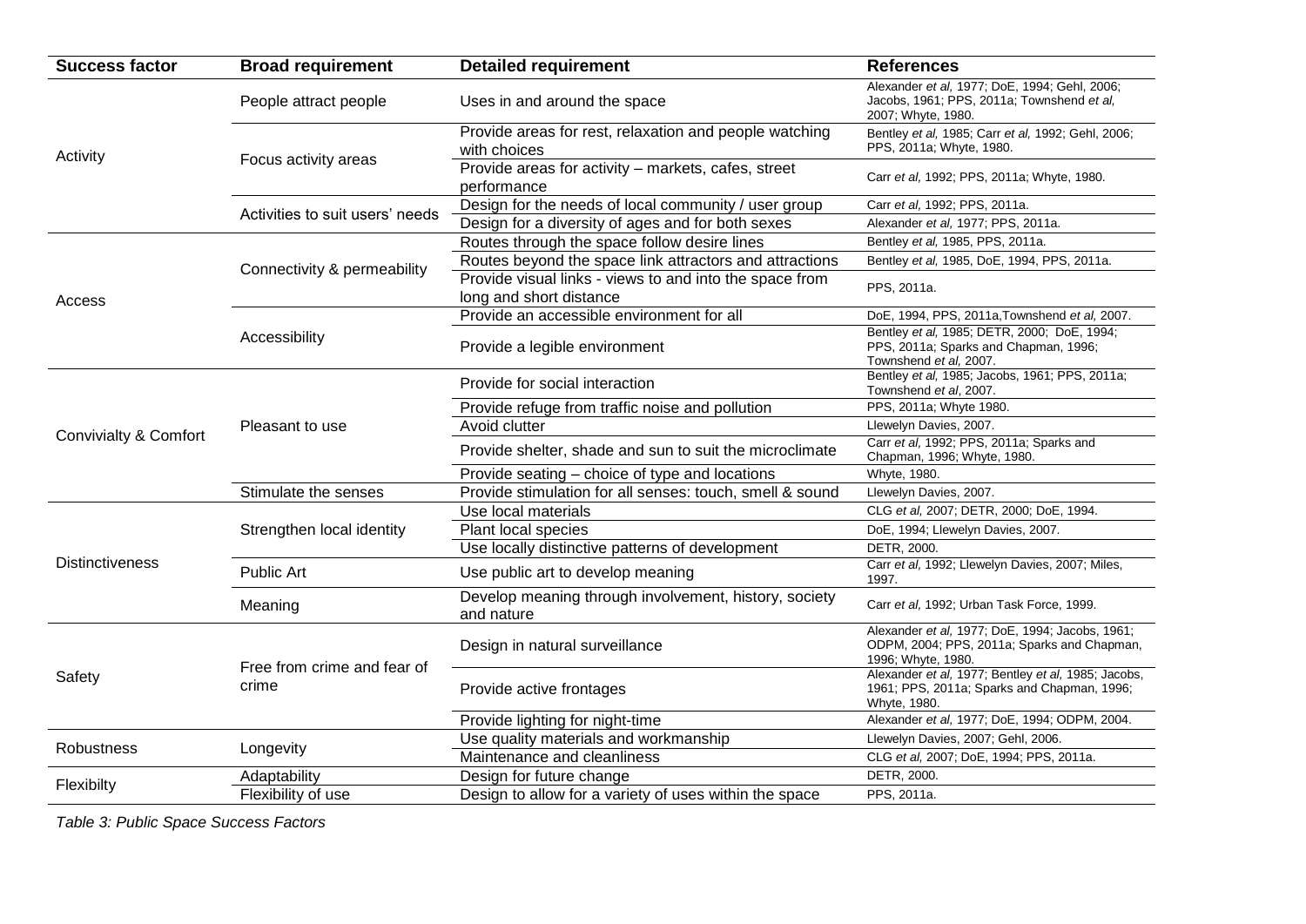| Success factor | Broad requirement | Detailed requirement | References |
|---|---|---|---|
| Activity | People attract people | Uses in and around the space | Alexander *et al,* 1977; DoE, 1994; Gehl, 2006; Jacobs, 1961; PPS, 2011a; Townshend *et al,* 2007; Whyte, 1980. |
| | Focus activity areas | Provide areas for rest, relaxation and people watching with choices | Bentley *et al,* 1985; Carr *et al,* 1992; Gehl, 2006; PPS, 2011a; Whyte, 1980. |
| | | Provide areas for activity – markets, cafes, street performance | Carr *et al,* 1992; PPS, 2011a; Whyte, 1980. |
| | Activities to suit users' needs | Design for the needs of local community / user group | Carr *et al,* 1992; PPS, 2011a. |
| | | Design for a diversity of ages and for both sexes | Alexander *et al,* 1977; PPS, 2011a. |
| Access | Connectivity & permeability | Routes through the space follow desire lines | Bentley *et al,* 1985, PPS, 2011a. |
| | | Routes beyond the space link attractors and attractions | Bentley *et al,* 1985, DoE, 1994, PPS, 2011a. |
| | | Provide visual links - views to and into the space from long and short distance | PPS, 2011a. |
| | Accessibility | Provide an accessible environment for all | DoE, 1994, PPS, 2011a,Townshend *et al,* 2007. |
| | | Provide a legible environment | Bentley *et al,* 1985; DETR, 2000; DoE, 1994; PPS, 2011a; Sparks and Chapman, 1996; Townshend *et al,* 2007. |
| Convivialty & Comfort | Pleasant to use | Provide for social interaction | Bentley *et al,* 1985; Jacobs, 1961; PPS, 2011a; Townshend *et al*, 2007. |
| | | Provide refuge from traffic noise and pollution | PPS, 2011a; Whyte 1980. |
| | | Avoid clutter | Llewelyn Davies, 2007. |
| | | Provide shelter, shade and sun to suit the microclimate | Carr *et al,* 1992; PPS, 2011a; Sparks and Chapman, 1996; Whyte, 1980. |
| | | Provide seating – choice of type and locations | Whyte, 1980. |
| | Stimulate the senses | Provide stimulation for all senses: touch, smell & sound | Llewelyn Davies, 2007. |
| Distinctiveness | Strengthen local identity | Use local materials | CLG *et al,* 2007; DETR, 2000; DoE, 1994. |
| | | Plant local species | DoE, 1994; Llewelyn Davies, 2007. |
| | | Use locally distinctive patterns of development | DETR, 2000. |
| | Public Art | Use public art to develop meaning | Carr *et al,* 1992; Llewelyn Davies, 2007; Miles, 1997. |
| | Meaning | Develop meaning through involvement, history, society and nature | Carr *et al,* 1992; Urban Task Force, 1999. |
| Safety | Free from crime and fear of crime | Design in natural surveillance | Alexander *et al,* 1977; DoE, 1994; Jacobs, 1961; ODPM, 2004; PPS, 2011a; Sparks and Chapman, 1996; Whyte, 1980. |
| | | Provide active frontages | Alexander *et al,* 1977; Bentley *et al,* 1985; Jacobs, 1961; PPS, 2011a; Sparks and Chapman, 1996; Whyte, 1980. |
| | | Provide lighting for night-time | Alexander *et al,* 1977; DoE, 1994; ODPM, 2004. |
| Robustness | Longevity | Use quality materials and workmanship | Llewelyn Davies, 2007; Gehl, 2006. |
| | | Maintenance and cleanliness | CLG *et al,* 2007; DoE, 1994; PPS, 2011a. |
| Flexibilty | Adaptability | Design for future change | DETR, 2000. |
| | Flexibility of use | Design to allow for a variety of uses within the space | PPS, 2011a. |

*Table 3: Public Space Success Factors*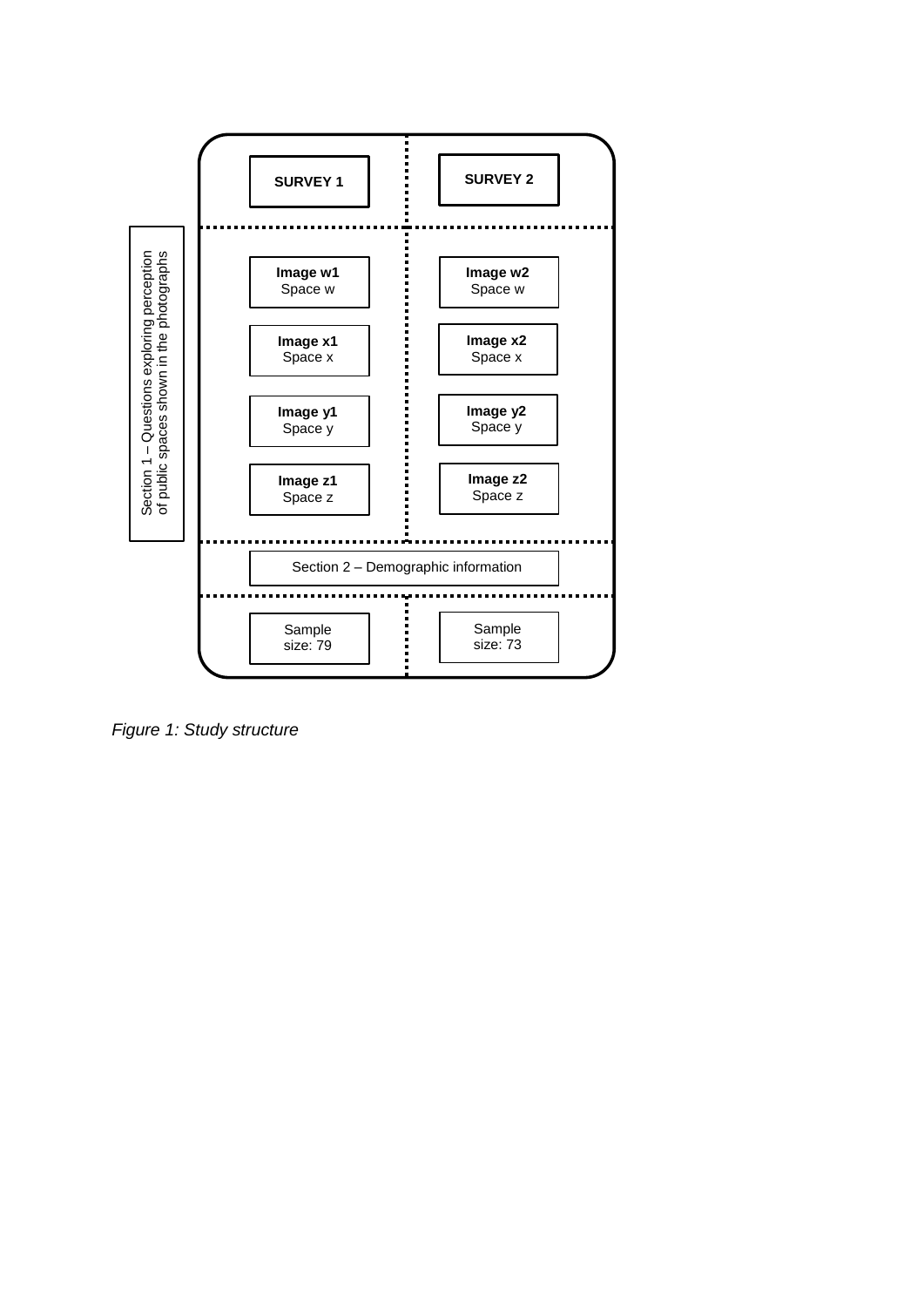| | SURVEY 1 | SURVEY 2 |
|---|---|---|
| Section 1 – Questions exploring perception of public spaces shown in the photographs | **Image w1** Space w | **Image w2** Space w |
| | **Image x1** Space x | **Image x2** Space x |
| | **Image y1** Space y | **Image y2** Space y |
| | **Image z1** Space z | **Image z2** Space z |
| | Section 2 – Demographic information | |
| | Sample size: 79 | Sample size: 73 |

*Figure 1: Study structure*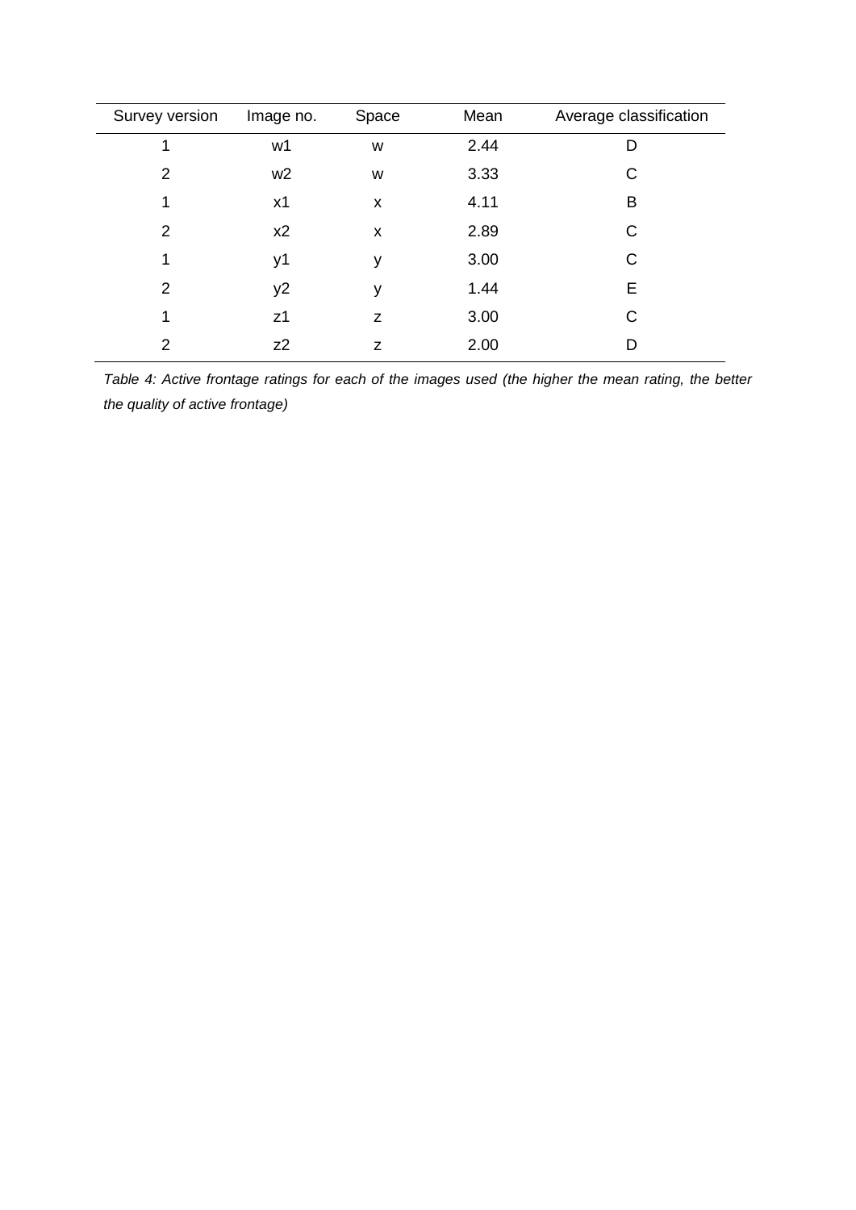| Survey version | Image no. | Space | Mean | Average classification |
|---|---|---|---|---|
| 1 | w1 | w | 2.44 | D |
| 2 | w2 | w | 3.33 | C |
| 1 | x1 | x | 4.11 | B |
| 2 | x2 | x | 2.89 | C |
| 1 | y1 | y | 3.00 | C |
| 2 | y2 | y | 1.44 | E |
| 1 | z1 | z | 3.00 | C |
| 2 | z2 | z | 2.00 | D |

*Table 4: Active frontage ratings for each of the images used (the higher the mean rating, the better the quality of active frontage)*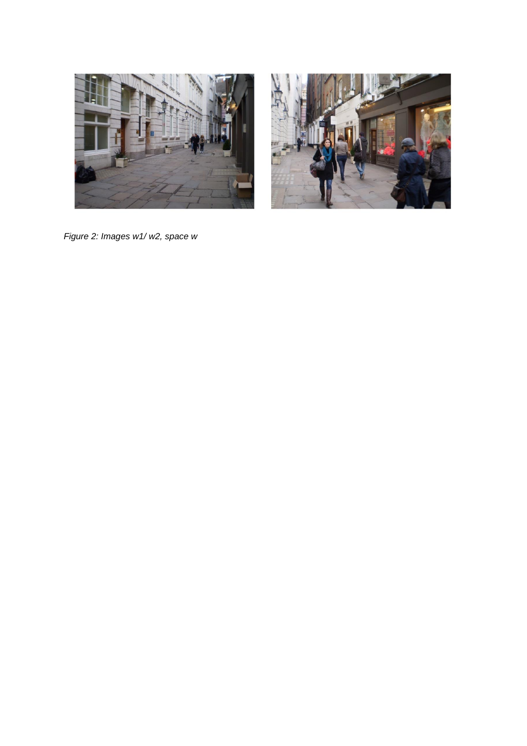*Figure 2: Images w1/ w2, space w*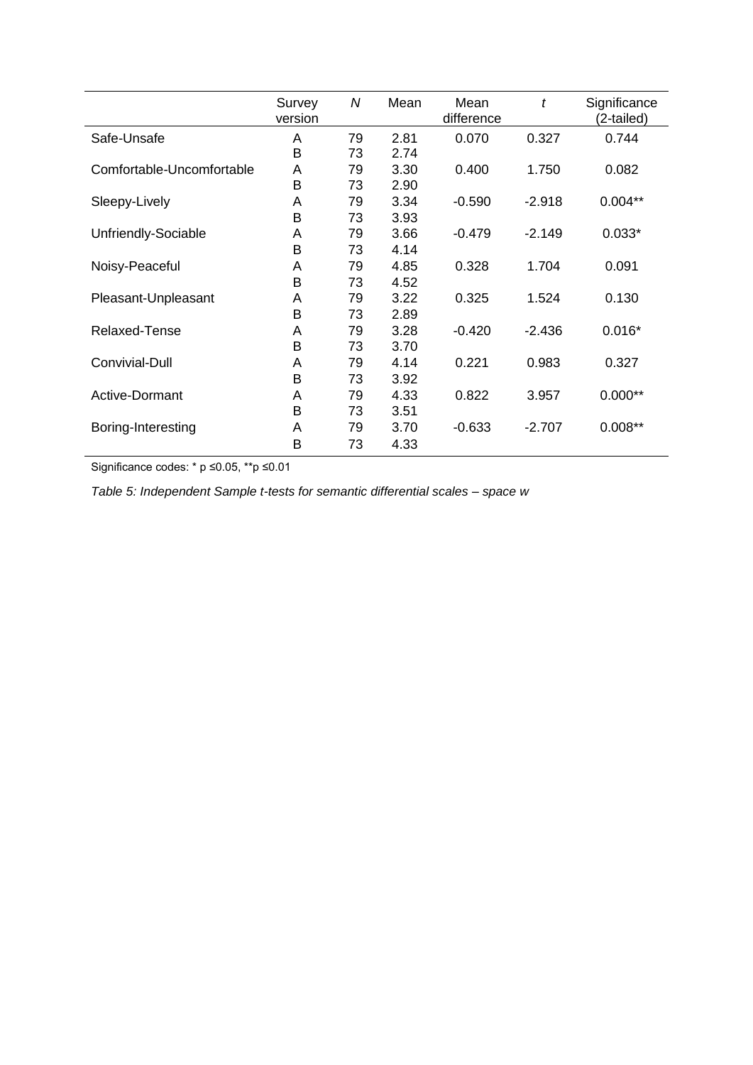| | Survey version | $N$ | Mean | Mean difference | $t$ | Significance (2-tailed) |
|---|---|---|---|---|---|---|
| Safe-Unsafe | A | 79 | 2.81 | 0.070 | 0.327 | 0.744 |
| | B | 73 | 2.74 | | | |
| Comfortable-Uncomfortable | A | 79 | 3.30 | 0.400 | 1.750 | 0.082 |
| | B | 73 | 2.90 | | | |
| Sleepy-Lively | A | 79 | 3.34 | -0.590 | -2.918 | 0.004** |
| | B | 73 | 3.93 | | | |
| Unfriendly-Sociable | A | 79 | 3.66 | -0.479 | -2.149 | 0.033* |
| | B | 73 | 4.14 | | | |
| Noisy-Peaceful | A | 79 | 4.85 | 0.328 | 1.704 | 0.091 |
| | B | 73 | 4.52 | | | |
| Pleasant-Unpleasant | A | 79 | 3.22 | 0.325 | 1.524 | 0.130 |
| | B | 73 | 2.89 | | | |
| Relaxed-Tense | A | 79 | 3.28 | -0.420 | -2.436 | 0.016* |
| | B | 73 | 3.70 | | | |
| Convivial-Dull | A | 79 | 4.14 | 0.221 | 0.983 | 0.327 |
| | B | 73 | 3.92 | | | |
| Active-Dormant | A | 79 | 4.33 | 0.822 | 3.957 | 0.000** |
| | B | 73 | 3.51 | | | |
| Boring-Interesting | A | 79 | 3.70 | -0.633 | -2.707 | 0.008** |
| | B | 73 | 4.33 | | | |

Significance codes: * $p \leq 0.05$, ** $p \leq 0.01$

*Table 5: Independent Sample t-tests for semantic differential scales – space w*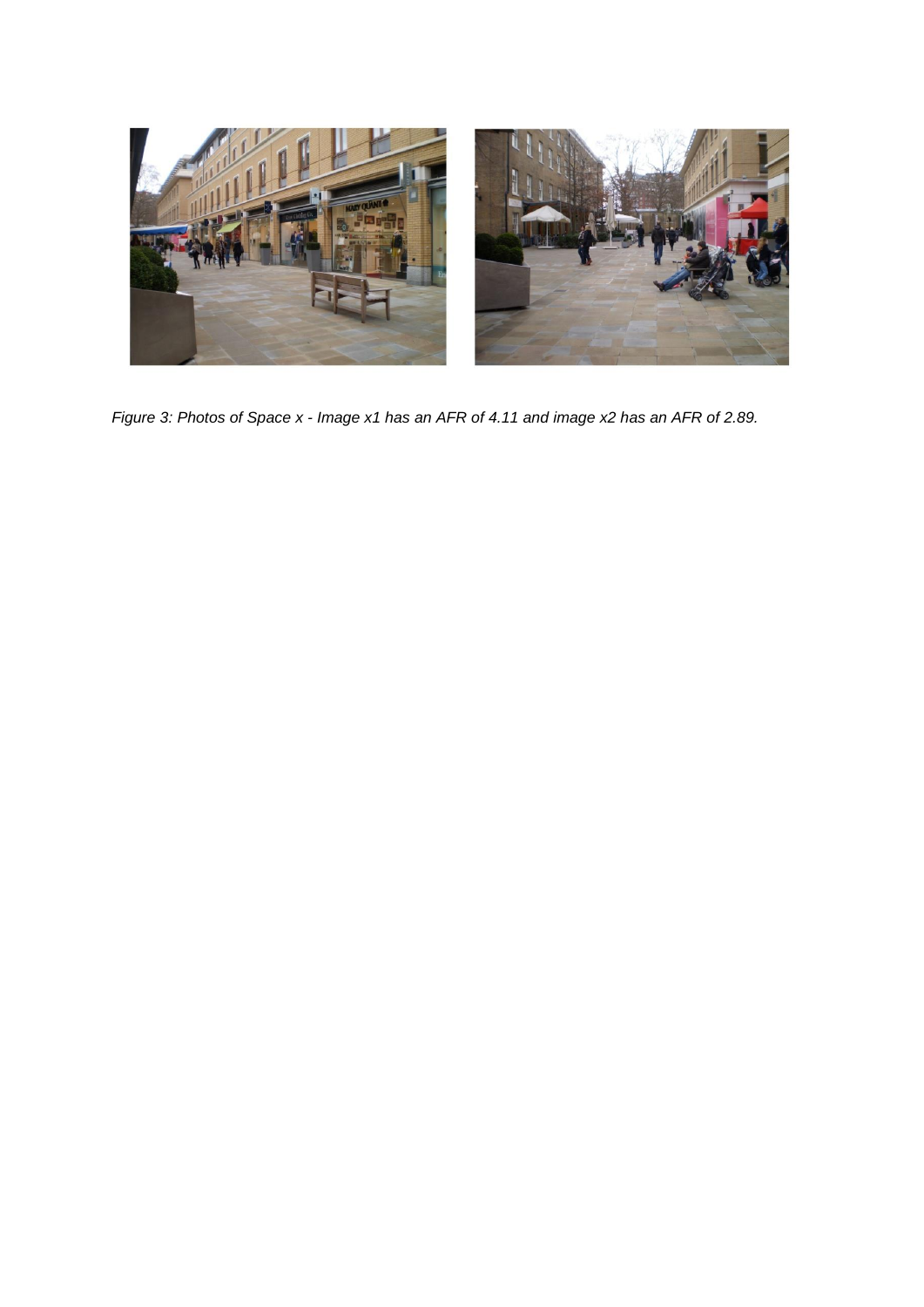*Figure 3: Photos of Space x - Image x1 has an AFR of 4.11 and image x2 has an AFR of 2.89.*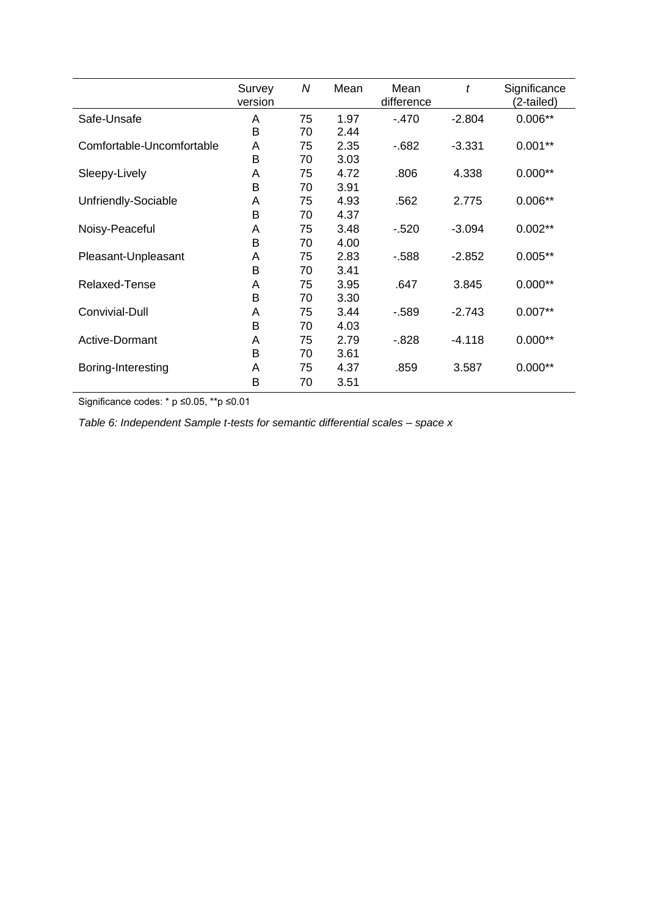| | Survey version | *N* | Mean | Mean difference | *t* | Significance (2-tailed) |
|---|---|---|---|---|---|---|
| Safe-Unsafe | A | 75 | 1.97 | -.470 | -2.804 | 0.006** |
| | B | 70 | 2.44 | | | |
| Comfortable-Uncomfortable | A | 75 | 2.35 | -.682 | -3.331 | 0.001** |
| | B | 70 | 3.03 | | | |
| Sleepy-Lively | A | 75 | 4.72 | .806 | 4.338 | 0.000** |
| | B | 70 | 3.91 | | | |
| Unfriendly-Sociable | A | 75 | 4.93 | .562 | 2.775 | 0.006** |
| | B | 70 | 4.37 | | | |
| Noisy-Peaceful | A | 75 | 3.48 | -.520 | -3.094 | 0.002** |
| | B | 70 | 4.00 | | | |
| Pleasant-Unpleasant | A | 75 | 2.83 | -.588 | -2.852 | 0.005** |
| | B | 70 | 3.41 | | | |
| Relaxed-Tense | A | 75 | 3.95 | .647 | 3.845 | 0.000** |
| | B | 70 | 3.30 | | | |
| Convivial-Dull | A | 75 | 3.44 | -.589 | -2.743 | 0.007** |
| | B | 70 | 4.03 | | | |
| Active-Dormant | A | 75 | 2.79 | -.828 | -4.118 | 0.000** |
| | B | 70 | 3.61 | | | |
| Boring-Interesting | A | 75 | 4.37 | .859 | 3.587 | 0.000** |
| | B | 70 | 3.51 | | | |

Significance codes: * $p \leq 0.05$, ** $p \leq 0.01$

*Table 6: Independent Sample t-tests for semantic differential scales – space x*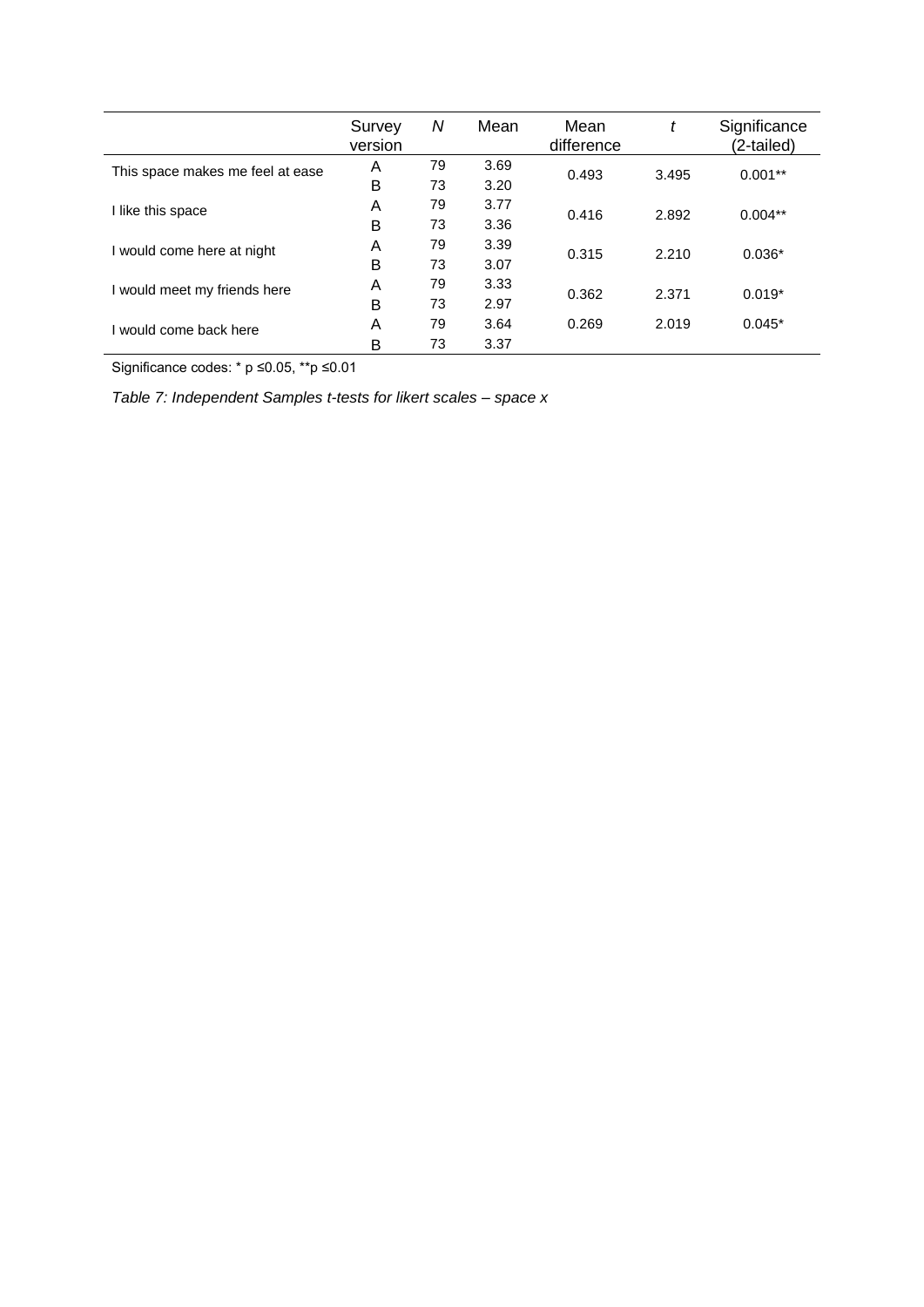| | Survey version | $N$ | Mean | Mean difference | $t$ | Significance (2-tailed) |
|---|---|---|---|---|---|---|
| This space makes me feel at ease | A | 79 | 3.69 | 0.493 | 3.495 | 0.001** |
| | B | 73 | 3.20 | | | |
| I like this space | A | 79 | 3.77 | 0.416 | 2.892 | 0.004** |
| | B | 73 | 3.36 | | | |
| I would come here at night | A | 79 | 3.39 | 0.315 | 2.210 | 0.036* |
| | B | 73 | 3.07 | | | |
| I would meet my friends here | A | 79 | 3.33 | 0.362 | 2.371 | 0.019* |
| | B | 73 | 2.97 | | | |
| I would come back here | A | 79 | 3.64 | 0.269 | 2.019 | 0.045* |
| | B | 73 | 3.37 | | | |

Significance codes: * $p \leq 0.05$, ** $p \leq 0.01$

*Table 7: Independent Samples t-tests for likert scales – space x*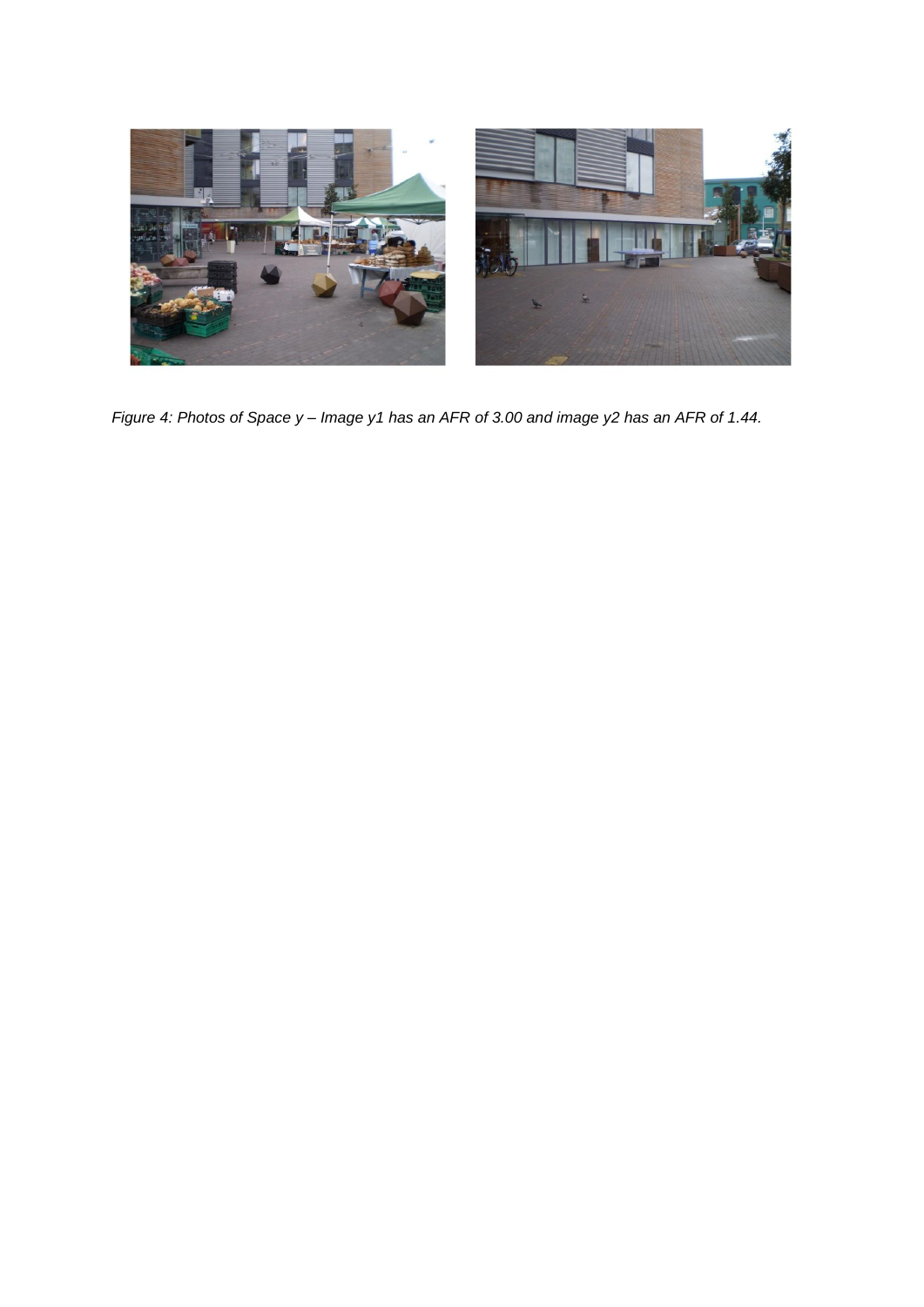*Figure 4: Photos of Space y – Image y1 has an AFR of 3.00 and image y2 has an AFR of 1.44.*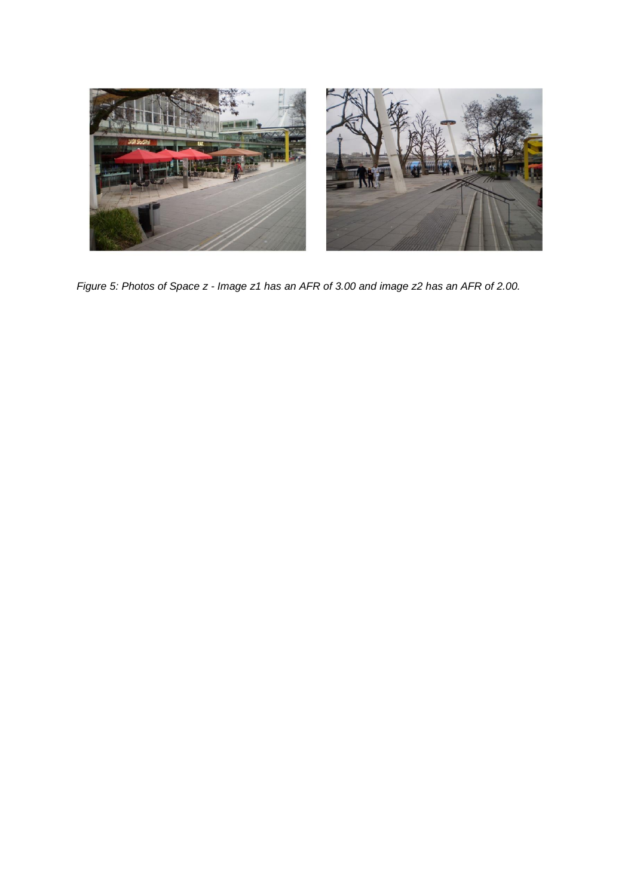*Figure 5: Photos of Space z - Image z1 has an AFR of 3.00 and image z2 has an AFR of 2.00.*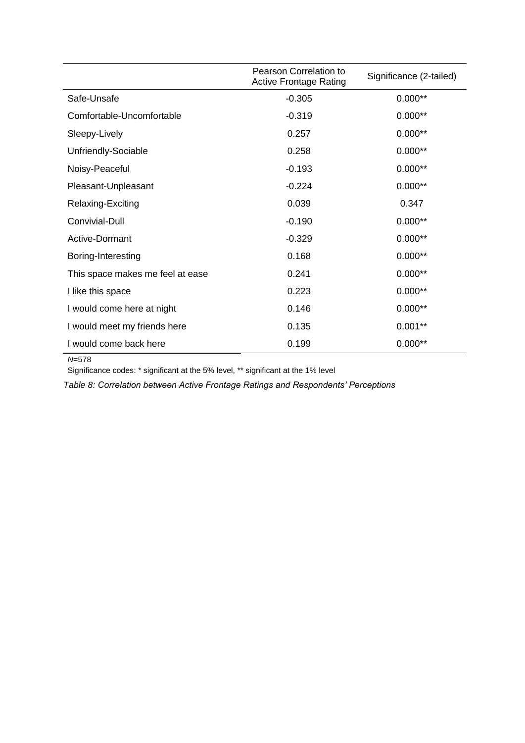| | Pearson Correlation to Active Frontage Rating | Significance (2-tailed) |
|---|---|---|
| Safe-Unsafe | -0.305 | 0.000** |
| Comfortable-Uncomfortable | -0.319 | 0.000** |
| Sleepy-Lively | 0.257 | 0.000** |
| Unfriendly-Sociable | 0.258 | 0.000** |
| Noisy-Peaceful | -0.193 | 0.000** |
| Pleasant-Unpleasant | -0.224 | 0.000** |
| Relaxing-Exciting | 0.039 | 0.347 |
| Convivial-Dull | -0.190 | 0.000** |
| Active-Dormant | -0.329 | 0.000** |
| Boring-Interesting | 0.168 | 0.000** |
| This space makes me feel at ease | 0.241 | 0.000** |
| I like this space | 0.223 | 0.000** |
| I would come here at night | 0.146 | 0.000** |
| I would meet my friends here | 0.135 | 0.001** |
| I would come back here | 0.199 | 0.000** |

*N*=578

Significance codes: * significant at the 5% level, ** significant at the 1% level

*Table 8: Correlation between Active Frontage Ratings and Respondents' Perceptions*